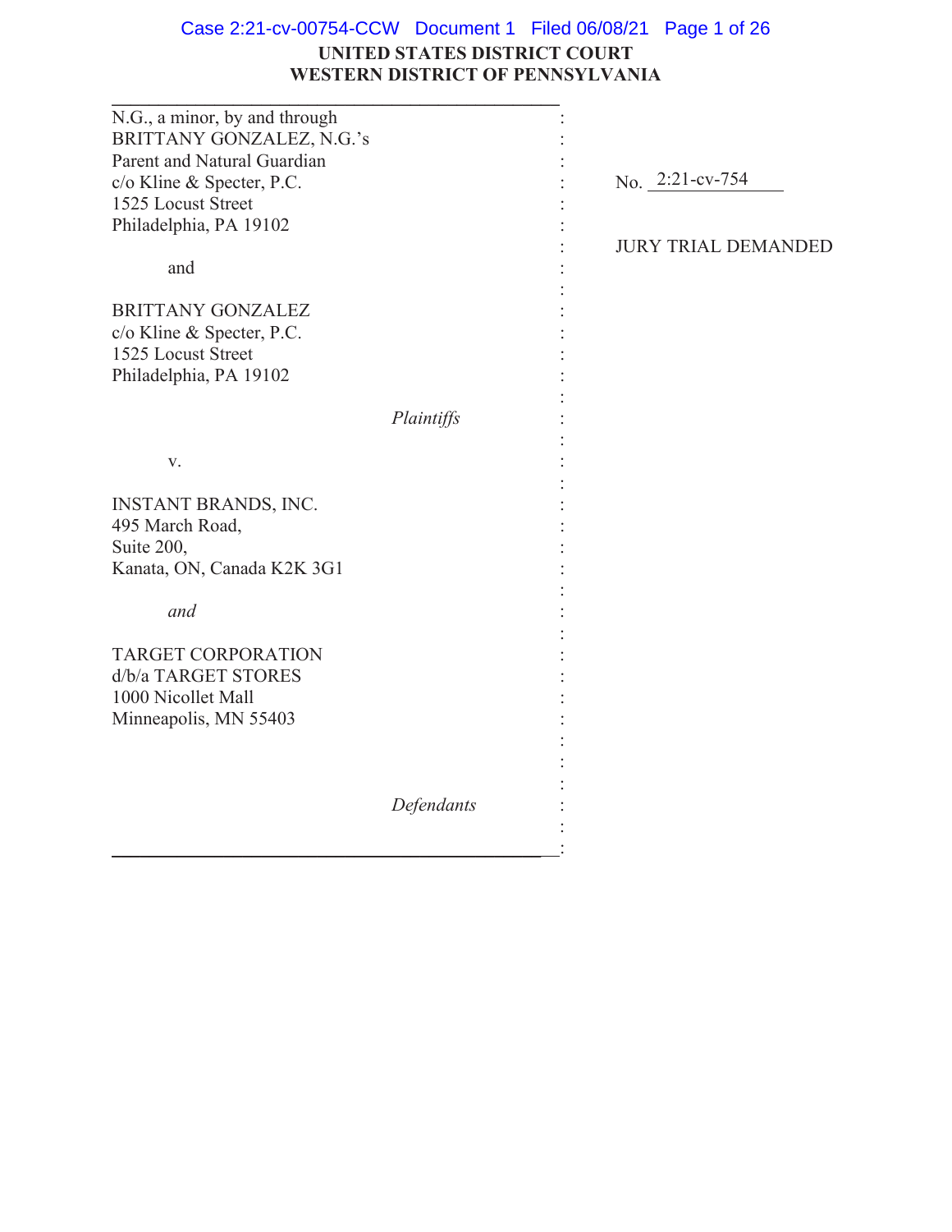**UNITED STATES DISTRICT COURT**
**WESTERN DISTRICT OF PENNSYLVANIA**

N.G., a minor, by and through
BRITTANY GONZALEZ, N.G.'s
Parent and Natural Guardian
c/o Kline & Specter, P.C.
1525 Locust Street
Philadelphia, PA 19102

and

BRITTANY GONZALEZ
c/o Kline & Specter, P.C.
1525 Locust Street
Philadelphia, PA 19102

*Plaintiffs*

v.

INSTANT BRANDS, INC.
495 March Road,
Suite 200,
Kanata, ON, Canada K2K 3G1

*and*

TARGET CORPORATION
d/b/a TARGET STORES
1000 Nicollet Mall
Minneapolis, MN 55403

*Defendants*

No. 2:21-cv-754

JURY TRIAL DEMANDED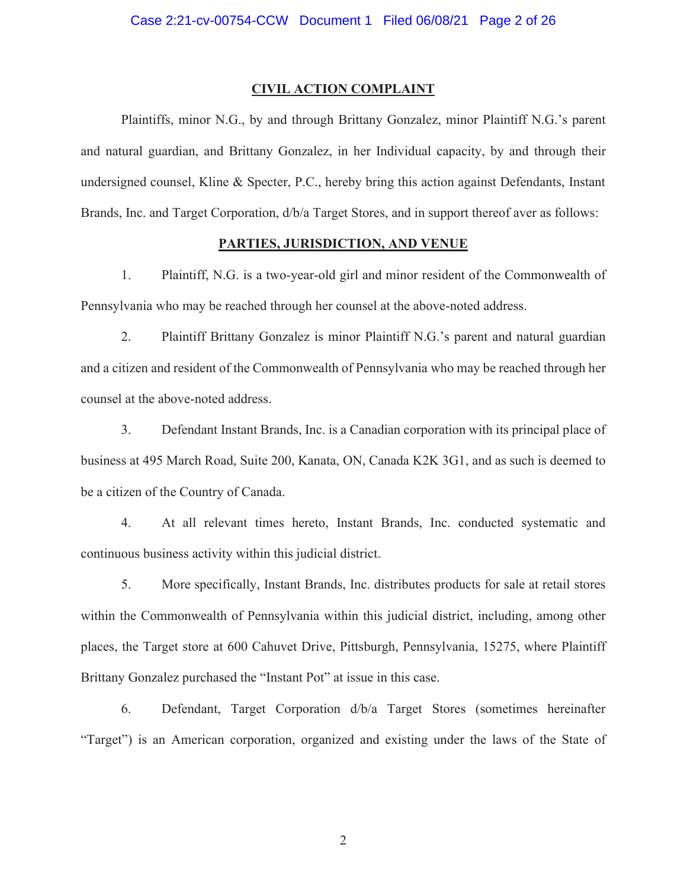**CIVIL ACTION COMPLAINT**

Plaintiffs, minor N.G., by and through Brittany Gonzalez, minor Plaintiff N.G.'s parent and natural guardian, and Brittany Gonzalez, in her Individual capacity, by and through their undersigned counsel, Kline & Specter, P.C., hereby bring this action against Defendants, Instant Brands, Inc. and Target Corporation, d/b/a Target Stores, and in support thereof aver as follows:

**PARTIES, JURISDICTION, AND VENUE**

1. Plaintiff, N.G. is a two-year-old girl and minor resident of the Commonwealth of Pennsylvania who may be reached through her counsel at the above-noted address.

2. Plaintiff Brittany Gonzalez is minor Plaintiff N.G.'s parent and natural guardian and a citizen and resident of the Commonwealth of Pennsylvania who may be reached through her counsel at the above-noted address.

3. Defendant Instant Brands, Inc. is a Canadian corporation with its principal place of business at 495 March Road, Suite 200, Kanata, ON, Canada K2K 3G1, and as such is deemed to be a citizen of the Country of Canada.

4. At all relevant times hereto, Instant Brands, Inc. conducted systematic and continuous business activity within this judicial district.

5. More specifically, Instant Brands, Inc. distributes products for sale at retail stores within the Commonwealth of Pennsylvania within this judicial district, including, among other places, the Target store at 600 Cahuvet Drive, Pittsburgh, Pennsylvania, 15275, where Plaintiff Brittany Gonzalez purchased the "Instant Pot" at issue in this case.

6. Defendant, Target Corporation d/b/a Target Stores (sometimes hereinafter "Target") is an American corporation, organized and existing under the laws of the State of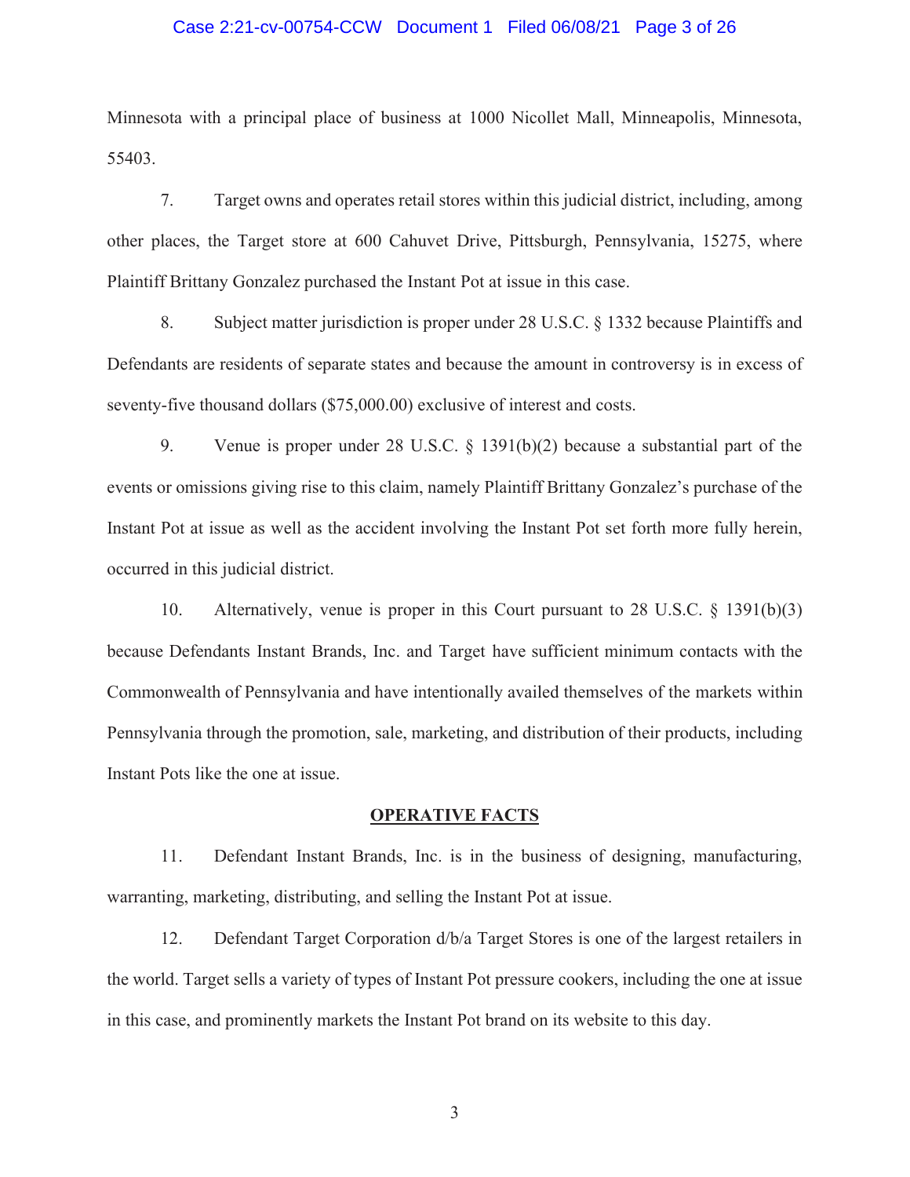Minnesota with a principal place of business at 1000 Nicollet Mall, Minneapolis, Minnesota, 55403.

7. Target owns and operates retail stores within this judicial district, including, among other places, the Target store at 600 Cahuvet Drive, Pittsburgh, Pennsylvania, 15275, where Plaintiff Brittany Gonzalez purchased the Instant Pot at issue in this case.

8. Subject matter jurisdiction is proper under 28 U.S.C. § 1332 because Plaintiffs and Defendants are residents of separate states and because the amount in controversy is in excess of seventy-five thousand dollars ($75,000.00) exclusive of interest and costs.

9. Venue is proper under 28 U.S.C. § 1391(b)(2) because a substantial part of the events or omissions giving rise to this claim, namely Plaintiff Brittany Gonzalez's purchase of the Instant Pot at issue as well as the accident involving the Instant Pot set forth more fully herein, occurred in this judicial district.

10. Alternatively, venue is proper in this Court pursuant to 28 U.S.C. § 1391(b)(3) because Defendants Instant Brands, Inc. and Target have sufficient minimum contacts with the Commonwealth of Pennsylvania and have intentionally availed themselves of the markets within Pennsylvania through the promotion, sale, marketing, and distribution of their products, including Instant Pots like the one at issue.

## OPERATIVE FACTS

11. Defendant Instant Brands, Inc. is in the business of designing, manufacturing, warranting, marketing, distributing, and selling the Instant Pot at issue.

12. Defendant Target Corporation d/b/a Target Stores is one of the largest retailers in the world. Target sells a variety of types of Instant Pot pressure cookers, including the one at issue in this case, and prominently markets the Instant Pot brand on its website to this day.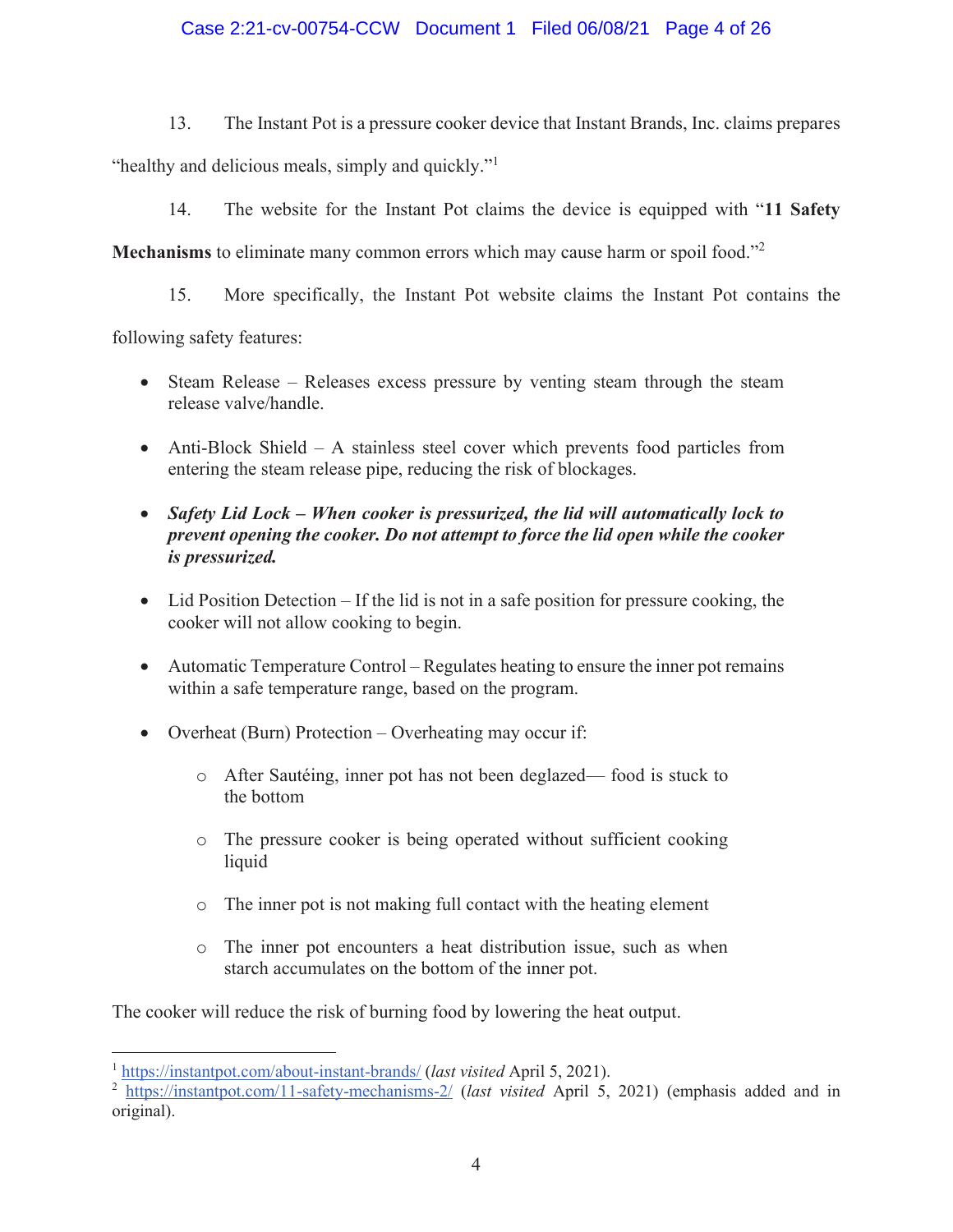13. The Instant Pot is a pressure cooker device that Instant Brands, Inc. claims prepares "healthy and delicious meals, simply and quickly."[1]

14. The website for the Instant Pot claims the device is equipped with "**11 Safety Mechanisms** to eliminate many common errors which may cause harm or spoil food."[2]

15. More specifically, the Instant Pot website claims the Instant Pot contains the following safety features:

- Steam Release – Releases excess pressure by venting steam through the steam release valve/handle.
- Anti-Block Shield – A stainless steel cover which prevents food particles from entering the steam release pipe, reducing the risk of blockages.
- ***Safety Lid Lock – When cooker is pressurized, the lid will automatically lock to prevent opening the cooker. Do not attempt to force the lid open while the cooker is pressurized.***
- Lid Position Detection – If the lid is not in a safe position for pressure cooking, the cooker will not allow cooking to begin.
- Automatic Temperature Control – Regulates heating to ensure the inner pot remains within a safe temperature range, based on the program.
- Overheat (Burn) Protection – Overheating may occur if:
    - After Sautéing, inner pot has not been deglazed— food is stuck to the bottom
    - The pressure cooker is being operated without sufficient cooking liquid
    - The inner pot is not making full contact with the heating element
    - The inner pot encounters a heat distribution issue, such as when starch accumulates on the bottom of the inner pot.

The cooker will reduce the risk of burning food by lowering the heat output.

---

[1] https://instantpot.com/about-instant-brands/ (*last visited* April 5, 2021).

[2] https://instantpot.com/11-safety-mechanisms-2/ (*last visited* April 5, 2021) (emphasis added and in original).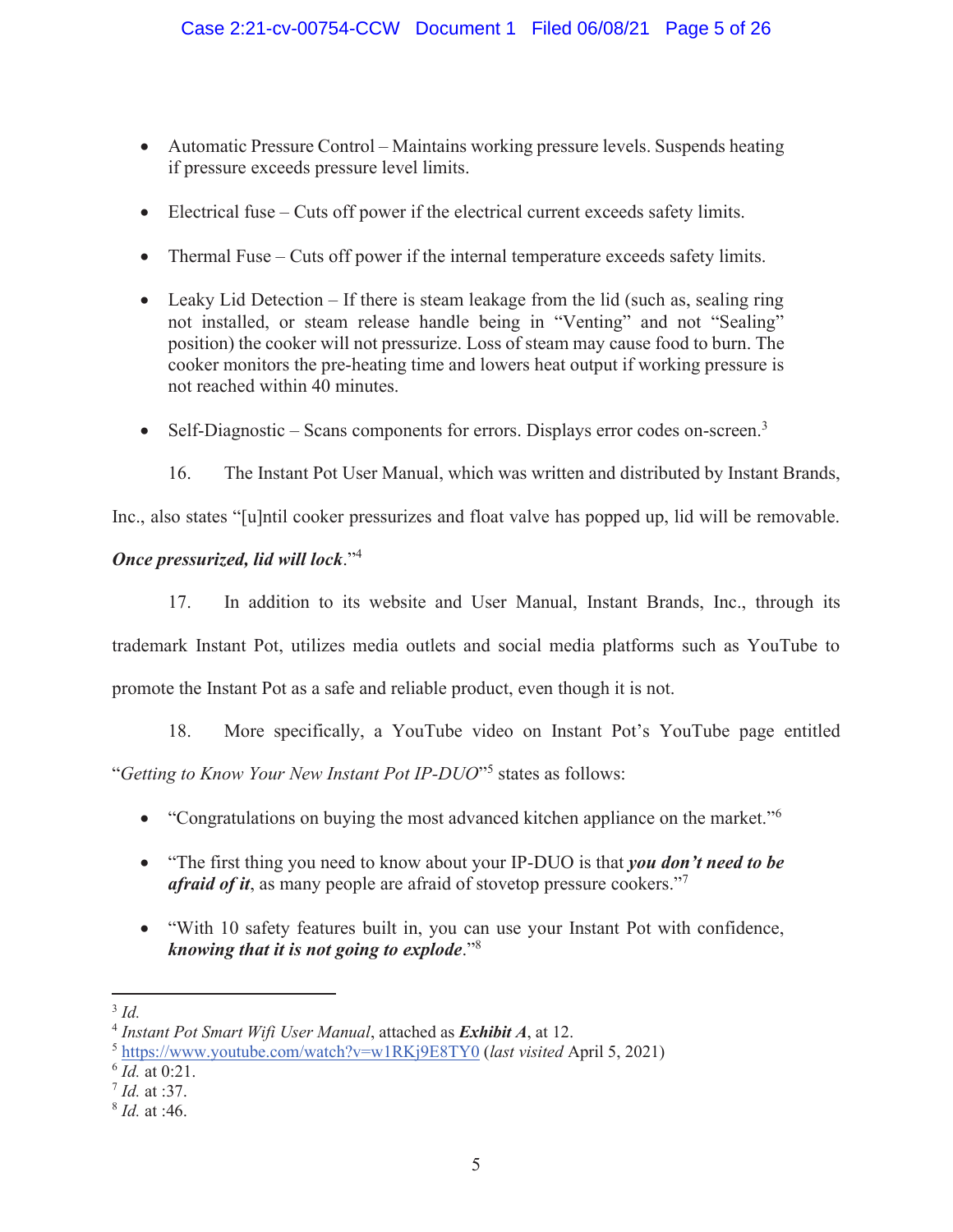- Automatic Pressure Control – Maintains working pressure levels. Suspends heating if pressure exceeds pressure level limits.

- Electrical fuse – Cuts off power if the electrical current exceeds safety limits.

- Thermal Fuse – Cuts off power if the internal temperature exceeds safety limits.

- Leaky Lid Detection – If there is steam leakage from the lid (such as, sealing ring not installed, or steam release handle being in "Venting" and not "Sealing" position) the cooker will not pressurize. Loss of steam may cause food to burn. The cooker monitors the pre-heating time and lowers heat output if working pressure is not reached within 40 minutes.

- Self-Diagnostic – Scans components for errors. Displays error codes on-screen.[3]

16. The Instant Pot User Manual, which was written and distributed by Instant Brands, Inc., also states "[u]ntil cooker pressurizes and float valve has popped up, lid will be removable. ***Once pressurized, lid will lock***."[4]

17. In addition to its website and User Manual, Instant Brands, Inc., through its trademark Instant Pot, utilizes media outlets and social media platforms such as YouTube to promote the Instant Pot as a safe and reliable product, even though it is not.

18. More specifically, a YouTube video on Instant Pot's YouTube page entitled "*Getting to Know Your New Instant Pot IP-DUO*"[5] states as follows:

- "Congratulations on buying the most advanced kitchen appliance on the market."[6]

- "The first thing you need to know about your IP-DUO is that ***you don't need to be afraid of it***, as many people are afraid of stovetop pressure cookers."[7]

- "With 10 safety features built in, you can use your Instant Pot with confidence, ***knowing that it is not going to explode***."[8]

---

[3] *Id.*

[4] *Instant Pot Smart Wifi User Manual*, attached as ***Exhibit A***, at 12.

[5] https://www.youtube.com/watch?v=w1RKj9E8TY0 (*last visited* April 5, 2021)

[6] *Id.* at 0:21.

[7] *Id.* at :37.

[8] *Id.* at :46.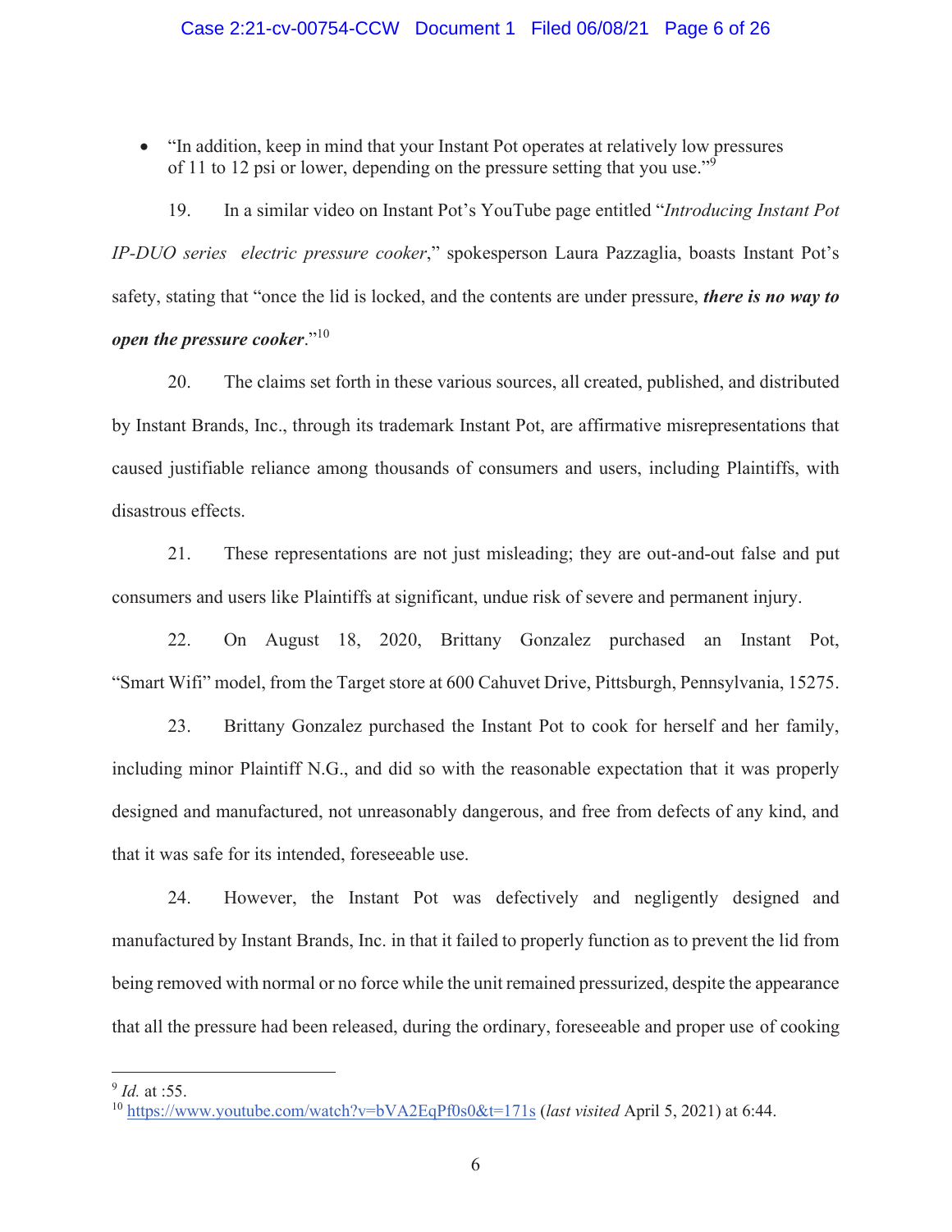- "In addition, keep in mind that your Instant Pot operates at relatively low pressures of 11 to 12 psi or lower, depending on the pressure setting that you use."[9]

19. In a similar video on Instant Pot's YouTube page entitled "*Introducing Instant Pot IP-DUO series electric pressure cooker*," spokesperson Laura Pazzaglia, boasts Instant Pot's safety, stating that "once the lid is locked, and the contents are under pressure, ***there is no way to open the pressure cooker***."[10]

20. The claims set forth in these various sources, all created, published, and distributed by Instant Brands, Inc., through its trademark Instant Pot, are affirmative misrepresentations that caused justifiable reliance among thousands of consumers and users, including Plaintiffs, with disastrous effects.

21. These representations are not just misleading; they are out-and-out false and put consumers and users like Plaintiffs at significant, undue risk of severe and permanent injury.

22. On August 18, 2020, Brittany Gonzalez purchased an Instant Pot, "Smart Wifi" model, from the Target store at 600 Cahuvet Drive, Pittsburgh, Pennsylvania, 15275.

23. Brittany Gonzalez purchased the Instant Pot to cook for herself and her family, including minor Plaintiff N.G., and did so with the reasonable expectation that it was properly designed and manufactured, not unreasonably dangerous, and free from defects of any kind, and that it was safe for its intended, foreseeable use.

24. However, the Instant Pot was defectively and negligently designed and manufactured by Instant Brands, Inc. in that it failed to properly function as to prevent the lid from being removed with normal or no force while the unit remained pressurized, despite the appearance that all the pressure had been released, during the ordinary, foreseeable and proper use of cooking

---

[9] *Id.* at :55.

[10] https://www.youtube.com/watch?v=bVA2EqPf0s0&t=171s (*last visited* April 5, 2021) at 6:44.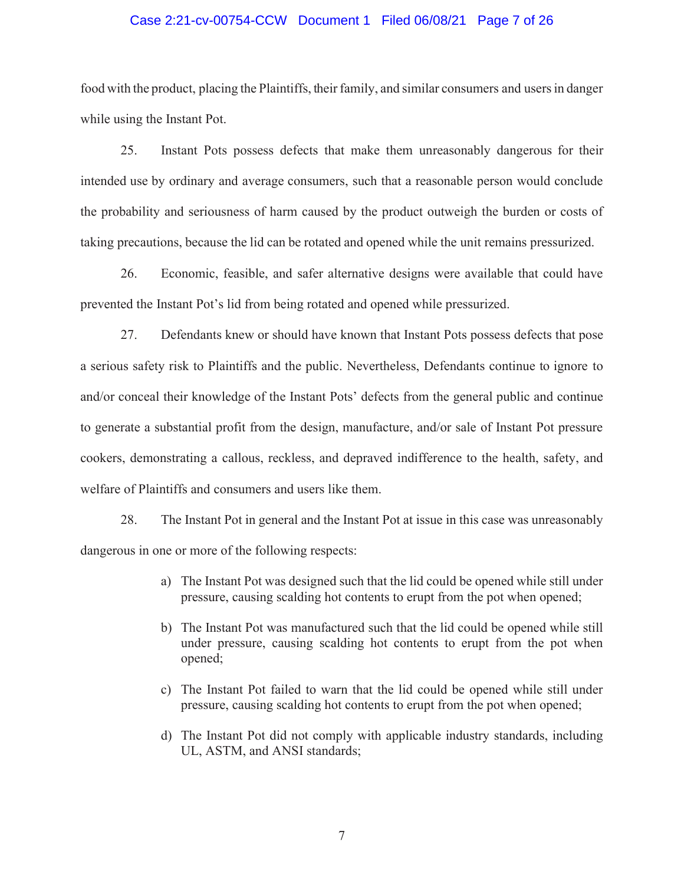food with the product, placing the Plaintiffs, their family, and similar consumers and users in danger while using the Instant Pot.

25. Instant Pots possess defects that make them unreasonably dangerous for their intended use by ordinary and average consumers, such that a reasonable person would conclude the probability and seriousness of harm caused by the product outweigh the burden or costs of taking precautions, because the lid can be rotated and opened while the unit remains pressurized.

26. Economic, feasible, and safer alternative designs were available that could have prevented the Instant Pot's lid from being rotated and opened while pressurized.

27. Defendants knew or should have known that Instant Pots possess defects that pose a serious safety risk to Plaintiffs and the public. Nevertheless, Defendants continue to ignore to and/or conceal their knowledge of the Instant Pots' defects from the general public and continue to generate a substantial profit from the design, manufacture, and/or sale of Instant Pot pressure cookers, demonstrating a callous, reckless, and depraved indifference to the health, safety, and welfare of Plaintiffs and consumers and users like them.

28. The Instant Pot in general and the Instant Pot at issue in this case was unreasonably dangerous in one or more of the following respects:

a) The Instant Pot was designed such that the lid could be opened while still under pressure, causing scalding hot contents to erupt from the pot when opened;

b) The Instant Pot was manufactured such that the lid could be opened while still under pressure, causing scalding hot contents to erupt from the pot when opened;

c) The Instant Pot failed to warn that the lid could be opened while still under pressure, causing scalding hot contents to erupt from the pot when opened;

d) The Instant Pot did not comply with applicable industry standards, including UL, ASTM, and ANSI standards;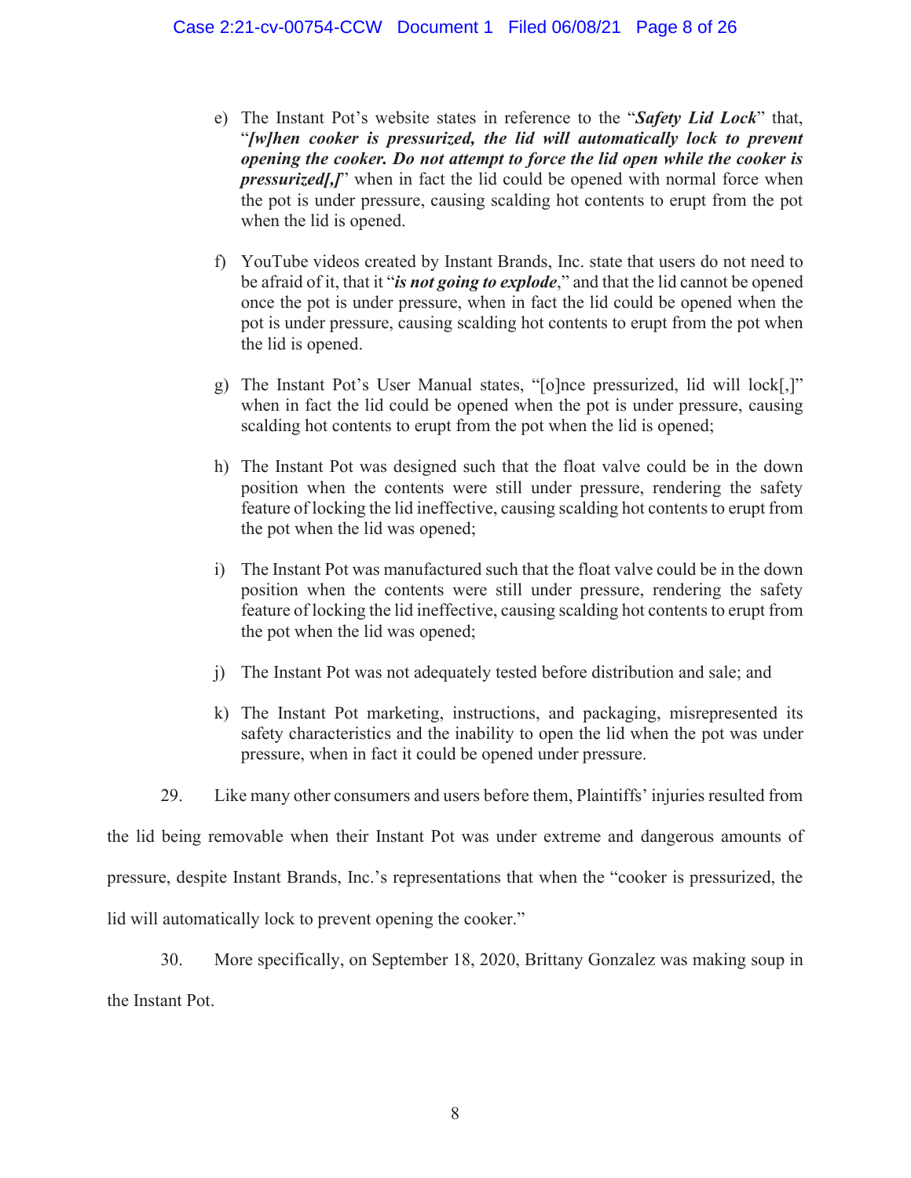e) The Instant Pot's website states in reference to the "***Safety Lid Lock***" that, "***[w]hen cooker is pressurized, the lid will automatically lock to prevent opening the cooker. Do not attempt to force the lid open while the cooker is pressurized[,]***" when in fact the lid could be opened with normal force when the pot is under pressure, causing scalding hot contents to erupt from the pot when the lid is opened.

f) YouTube videos created by Instant Brands, Inc. state that users do not need to be afraid of it, that it "***is not going to explode***," and that the lid cannot be opened once the pot is under pressure, when in fact the lid could be opened when the pot is under pressure, causing scalding hot contents to erupt from the pot when the lid is opened.

g) The Instant Pot's User Manual states, "[o]nce pressurized, lid will lock[,]" when in fact the lid could be opened when the pot is under pressure, causing scalding hot contents to erupt from the pot when the lid is opened;

h) The Instant Pot was designed such that the float valve could be in the down position when the contents were still under pressure, rendering the safety feature of locking the lid ineffective, causing scalding hot contents to erupt from the pot when the lid was opened;

i) The Instant Pot was manufactured such that the float valve could be in the down position when the contents were still under pressure, rendering the safety feature of locking the lid ineffective, causing scalding hot contents to erupt from the pot when the lid was opened;

j) The Instant Pot was not adequately tested before distribution and sale; and

k) The Instant Pot marketing, instructions, and packaging, misrepresented its safety characteristics and the inability to open the lid when the pot was under pressure, when in fact it could be opened under pressure.

29. Like many other consumers and users before them, Plaintiffs' injuries resulted from the lid being removable when their Instant Pot was under extreme and dangerous amounts of pressure, despite Instant Brands, Inc.'s representations that when the "cooker is pressurized, the lid will automatically lock to prevent opening the cooker."

30. More specifically, on September 18, 2020, Brittany Gonzalez was making soup in the Instant Pot.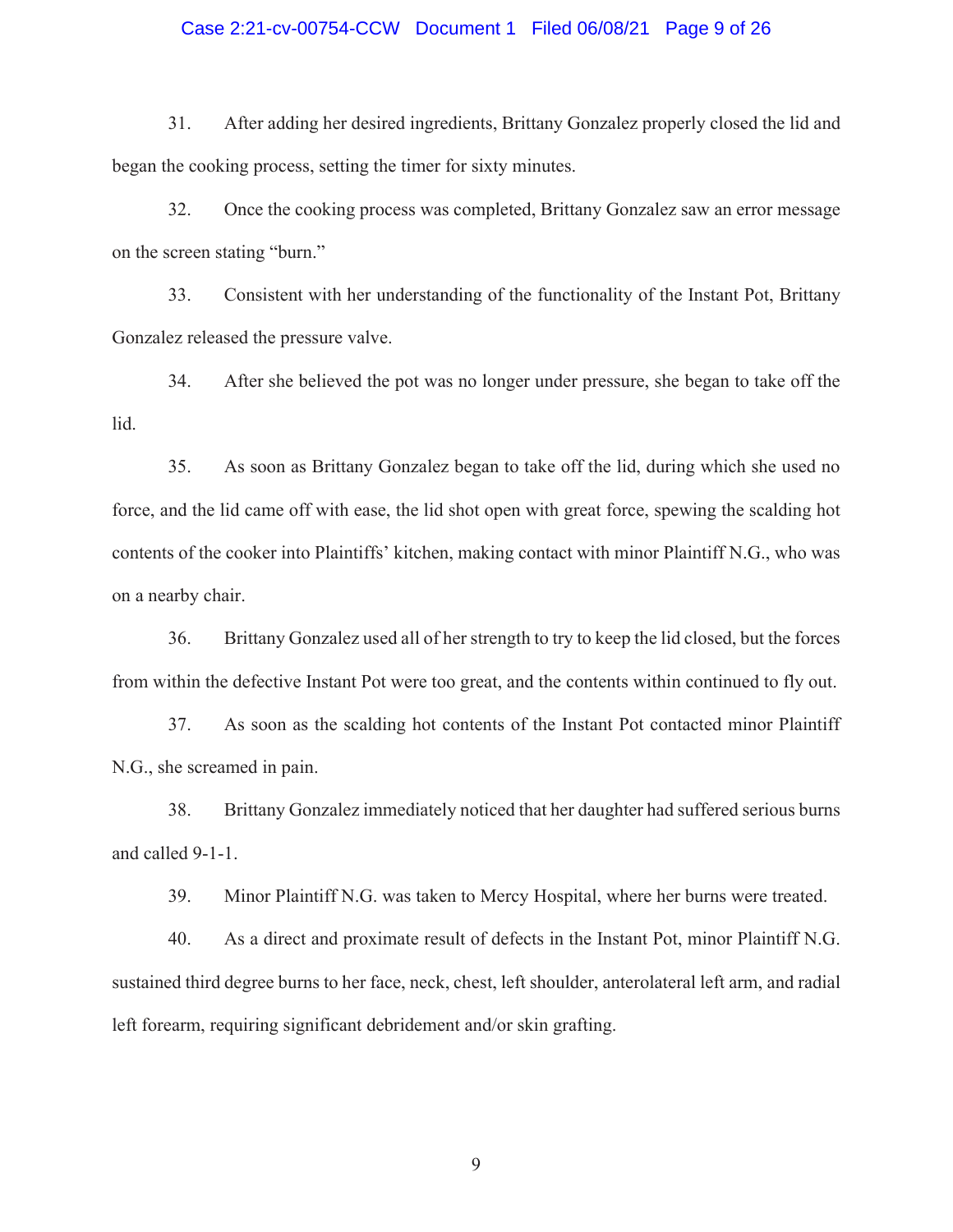31. After adding her desired ingredients, Brittany Gonzalez properly closed the lid and began the cooking process, setting the timer for sixty minutes.

32. Once the cooking process was completed, Brittany Gonzalez saw an error message on the screen stating "burn."

33. Consistent with her understanding of the functionality of the Instant Pot, Brittany Gonzalez released the pressure valve.

34. After she believed the pot was no longer under pressure, she began to take off the lid.

35. As soon as Brittany Gonzalez began to take off the lid, during which she used no force, and the lid came off with ease, the lid shot open with great force, spewing the scalding hot contents of the cooker into Plaintiffs' kitchen, making contact with minor Plaintiff N.G., who was on a nearby chair.

36. Brittany Gonzalez used all of her strength to try to keep the lid closed, but the forces from within the defective Instant Pot were too great, and the contents within continued to fly out.

37. As soon as the scalding hot contents of the Instant Pot contacted minor Plaintiff N.G., she screamed in pain.

38. Brittany Gonzalez immediately noticed that her daughter had suffered serious burns and called 9-1-1.

39. Minor Plaintiff N.G. was taken to Mercy Hospital, where her burns were treated.

40. As a direct and proximate result of defects in the Instant Pot, minor Plaintiff N.G. sustained third degree burns to her face, neck, chest, left shoulder, anterolateral left arm, and radial left forearm, requiring significant debridement and/or skin grafting.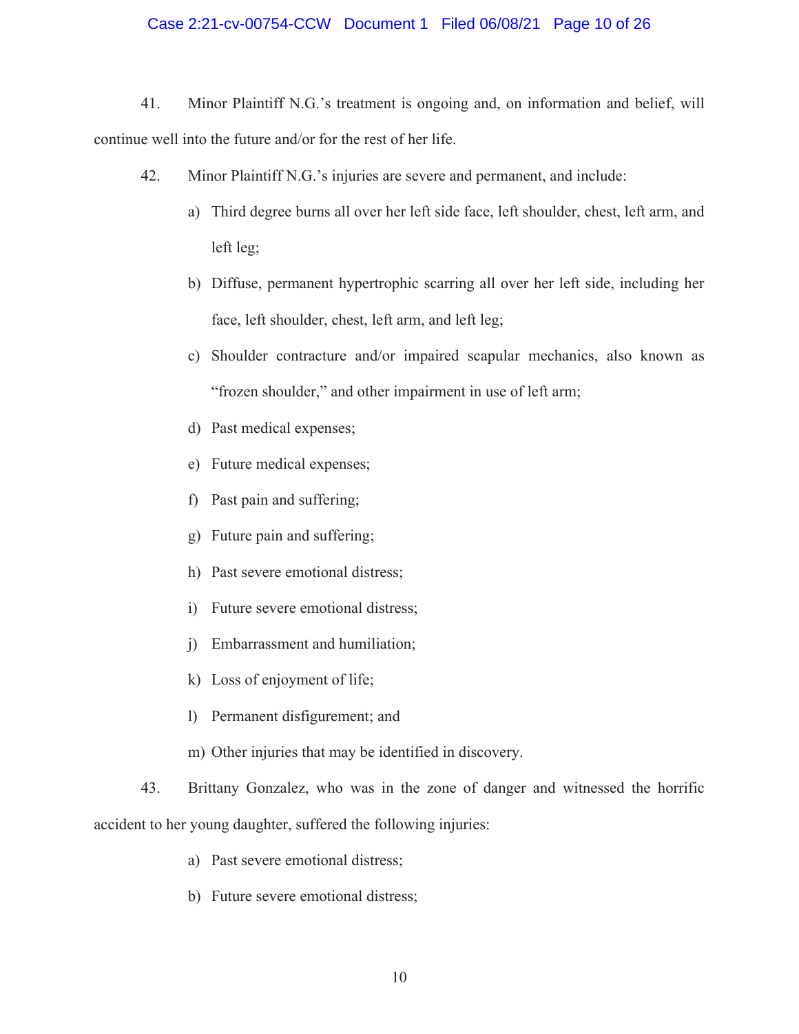41. Minor Plaintiff N.G.'s treatment is ongoing and, on information and belief, will continue well into the future and/or for the rest of her life.

42. Minor Plaintiff N.G.'s injuries are severe and permanent, and include:

a) Third degree burns all over her left side face, left shoulder, chest, left arm, and left leg;

b) Diffuse, permanent hypertrophic scarring all over her left side, including her face, left shoulder, chest, left arm, and left leg;

c) Shoulder contracture and/or impaired scapular mechanics, also known as "frozen shoulder," and other impairment in use of left arm;

d) Past medical expenses;

e) Future medical expenses;

f) Past pain and suffering;

g) Future pain and suffering;

h) Past severe emotional distress;

i) Future severe emotional distress;

j) Embarrassment and humiliation;

k) Loss of enjoyment of life;

l) Permanent disfigurement; and

m) Other injuries that may be identified in discovery.

43. Brittany Gonzalez, who was in the zone of danger and witnessed the horrific accident to her young daughter, suffered the following injuries:

a) Past severe emotional distress;

b) Future severe emotional distress;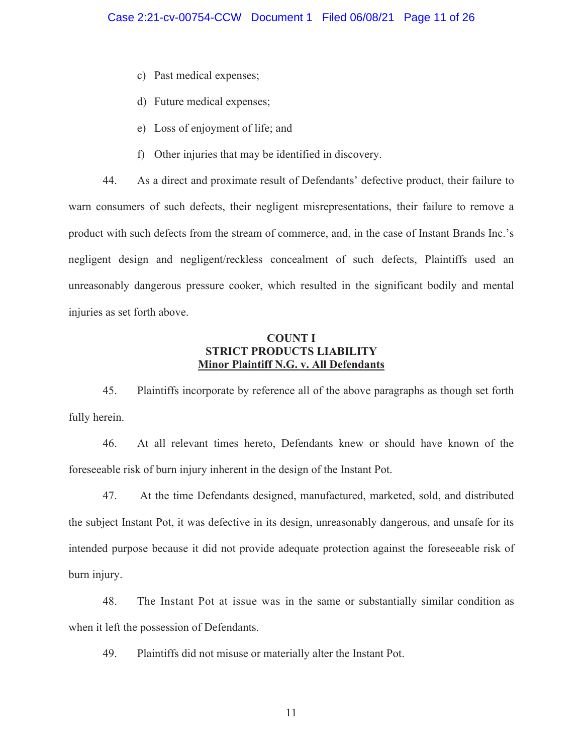c) Past medical expenses;

d) Future medical expenses;

e) Loss of enjoyment of life; and

f) Other injuries that may be identified in discovery.

44. As a direct and proximate result of Defendants' defective product, their failure to warn consumers of such defects, their negligent misrepresentations, their failure to remove a product with such defects from the stream of commerce, and, in the case of Instant Brands Inc.'s negligent design and negligent/reckless concealment of such defects, Plaintiffs used an unreasonably dangerous pressure cooker, which resulted in the significant bodily and mental injuries as set forth above.

**COUNT I**
**STRICT PRODUCTS LIABILITY**
**Minor Plaintiff N.G. v. All Defendants**

45. Plaintiffs incorporate by reference all of the above paragraphs as though set forth fully herein.

46. At all relevant times hereto, Defendants knew or should have known of the foreseeable risk of burn injury inherent in the design of the Instant Pot.

47. At the time Defendants designed, manufactured, marketed, sold, and distributed the subject Instant Pot, it was defective in its design, unreasonably dangerous, and unsafe for its intended purpose because it did not provide adequate protection against the foreseeable risk of burn injury.

48. The Instant Pot at issue was in the same or substantially similar condition as when it left the possession of Defendants.

49. Plaintiffs did not misuse or materially alter the Instant Pot.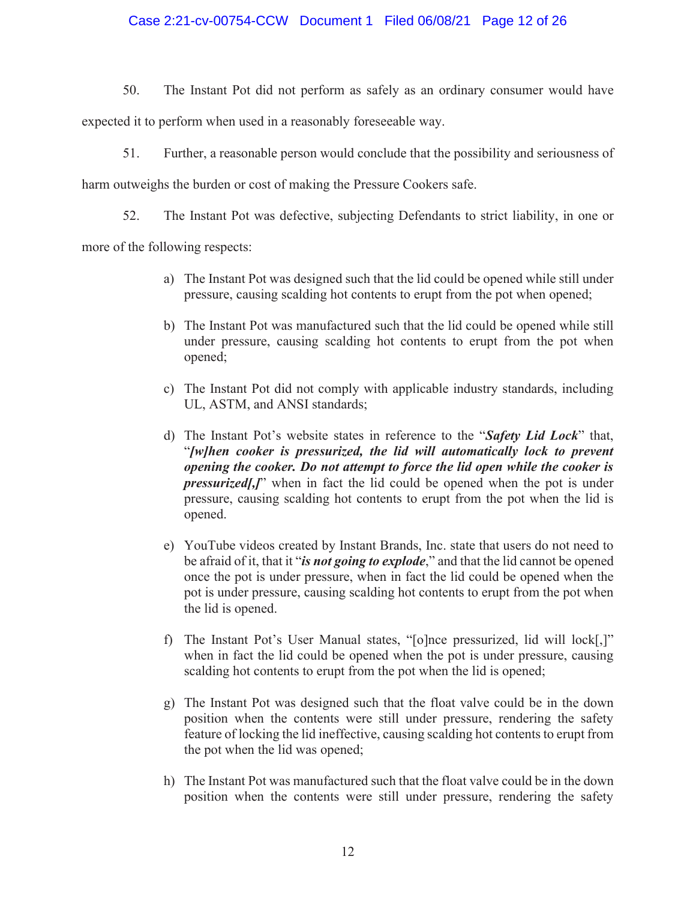50. The Instant Pot did not perform as safely as an ordinary consumer would have expected it to perform when used in a reasonably foreseeable way.

51. Further, a reasonable person would conclude that the possibility and seriousness of harm outweighs the burden or cost of making the Pressure Cookers safe.

52. The Instant Pot was defective, subjecting Defendants to strict liability, in one or more of the following respects:

a) The Instant Pot was designed such that the lid could be opened while still under pressure, causing scalding hot contents to erupt from the pot when opened;

b) The Instant Pot was manufactured such that the lid could be opened while still under pressure, causing scalding hot contents to erupt from the pot when opened;

c) The Instant Pot did not comply with applicable industry standards, including UL, ASTM, and ANSI standards;

d) The Instant Pot's website states in reference to the "***Safety Lid Lock***" that, "***[w]hen cooker is pressurized, the lid will automatically lock to prevent opening the cooker. Do not attempt to force the lid open while the cooker is pressurized[,]***" when in fact the lid could be opened when the pot is under pressure, causing scalding hot contents to erupt from the pot when the lid is opened.

e) YouTube videos created by Instant Brands, Inc. state that users do not need to be afraid of it, that it "***is not going to explode***," and that the lid cannot be opened once the pot is under pressure, when in fact the lid could be opened when the pot is under pressure, causing scalding hot contents to erupt from the pot when the lid is opened.

f) The Instant Pot's User Manual states, "[o]nce pressurized, lid will lock[,]" when in fact the lid could be opened when the pot is under pressure, causing scalding hot contents to erupt from the pot when the lid is opened;

g) The Instant Pot was designed such that the float valve could be in the down position when the contents were still under pressure, rendering the safety feature of locking the lid ineffective, causing scalding hot contents to erupt from the pot when the lid was opened;

h) The Instant Pot was manufactured such that the float valve could be in the down position when the contents were still under pressure, rendering the safety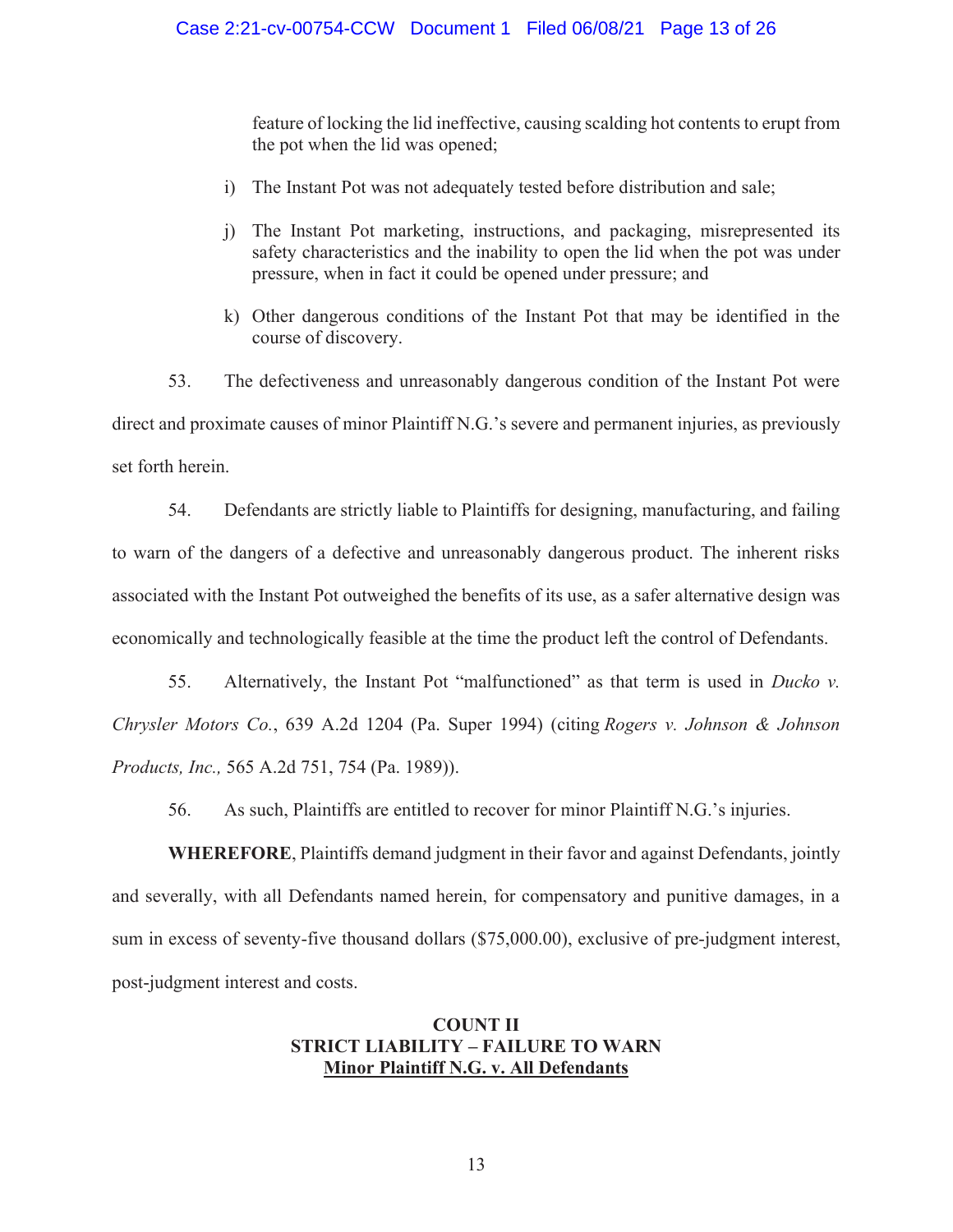feature of locking the lid ineffective, causing scalding hot contents to erupt from the pot when the lid was opened;

i) The Instant Pot was not adequately tested before distribution and sale;

j) The Instant Pot marketing, instructions, and packaging, misrepresented its safety characteristics and the inability to open the lid when the pot was under pressure, when in fact it could be opened under pressure; and

k) Other dangerous conditions of the Instant Pot that may be identified in the course of discovery.

53. The defectiveness and unreasonably dangerous condition of the Instant Pot were direct and proximate causes of minor Plaintiff N.G.'s severe and permanent injuries, as previously set forth herein.

54. Defendants are strictly liable to Plaintiffs for designing, manufacturing, and failing to warn of the dangers of a defective and unreasonably dangerous product. The inherent risks associated with the Instant Pot outweighed the benefits of its use, as a safer alternative design was economically and technologically feasible at the time the product left the control of Defendants.

55. Alternatively, the Instant Pot "malfunctioned" as that term is used in *Ducko v. Chrysler Motors Co.*, 639 A.2d 1204 (Pa. Super 1994) (citing *Rogers v. Johnson & Johnson Products, Inc.,* 565 A.2d 751, 754 (Pa. 1989)).

56. As such, Plaintiffs are entitled to recover for minor Plaintiff N.G.'s injuries.

**WHEREFORE**, Plaintiffs demand judgment in their favor and against Defendants, jointly and severally, with all Defendants named herein, for compensatory and punitive damages, in a sum in excess of seventy-five thousand dollars ($75,000.00), exclusive of pre-judgment interest, post-judgment interest and costs.

## COUNT II
## STRICT LIABILITY – FAILURE TO WARN
## Minor Plaintiff N.G. v. All Defendants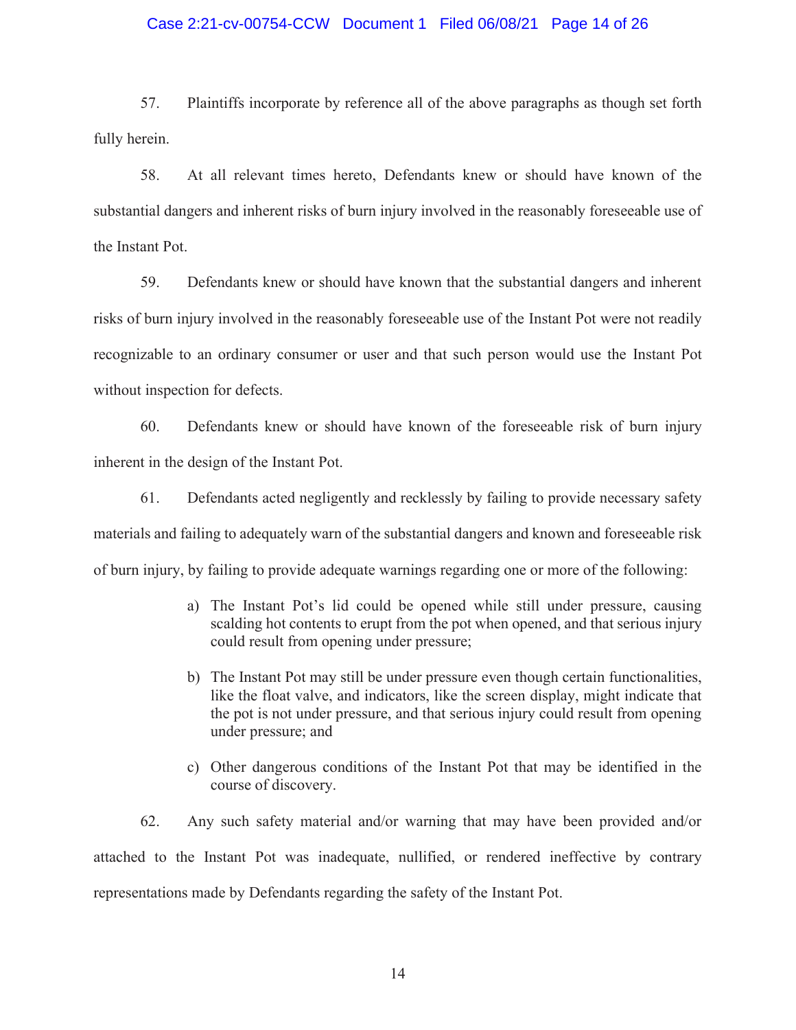57. Plaintiffs incorporate by reference all of the above paragraphs as though set forth fully herein.

58. At all relevant times hereto, Defendants knew or should have known of the substantial dangers and inherent risks of burn injury involved in the reasonably foreseeable use of the Instant Pot.

59. Defendants knew or should have known that the substantial dangers and inherent risks of burn injury involved in the reasonably foreseeable use of the Instant Pot were not readily recognizable to an ordinary consumer or user and that such person would use the Instant Pot without inspection for defects.

60. Defendants knew or should have known of the foreseeable risk of burn injury inherent in the design of the Instant Pot.

61. Defendants acted negligently and recklessly by failing to provide necessary safety materials and failing to adequately warn of the substantial dangers and known and foreseeable risk of burn injury, by failing to provide adequate warnings regarding one or more of the following:

a) The Instant Pot's lid could be opened while still under pressure, causing scalding hot contents to erupt from the pot when opened, and that serious injury could result from opening under pressure;

b) The Instant Pot may still be under pressure even though certain functionalities, like the float valve, and indicators, like the screen display, might indicate that the pot is not under pressure, and that serious injury could result from opening under pressure; and

c) Other dangerous conditions of the Instant Pot that may be identified in the course of discovery.

62. Any such safety material and/or warning that may have been provided and/or attached to the Instant Pot was inadequate, nullified, or rendered ineffective by contrary representations made by Defendants regarding the safety of the Instant Pot.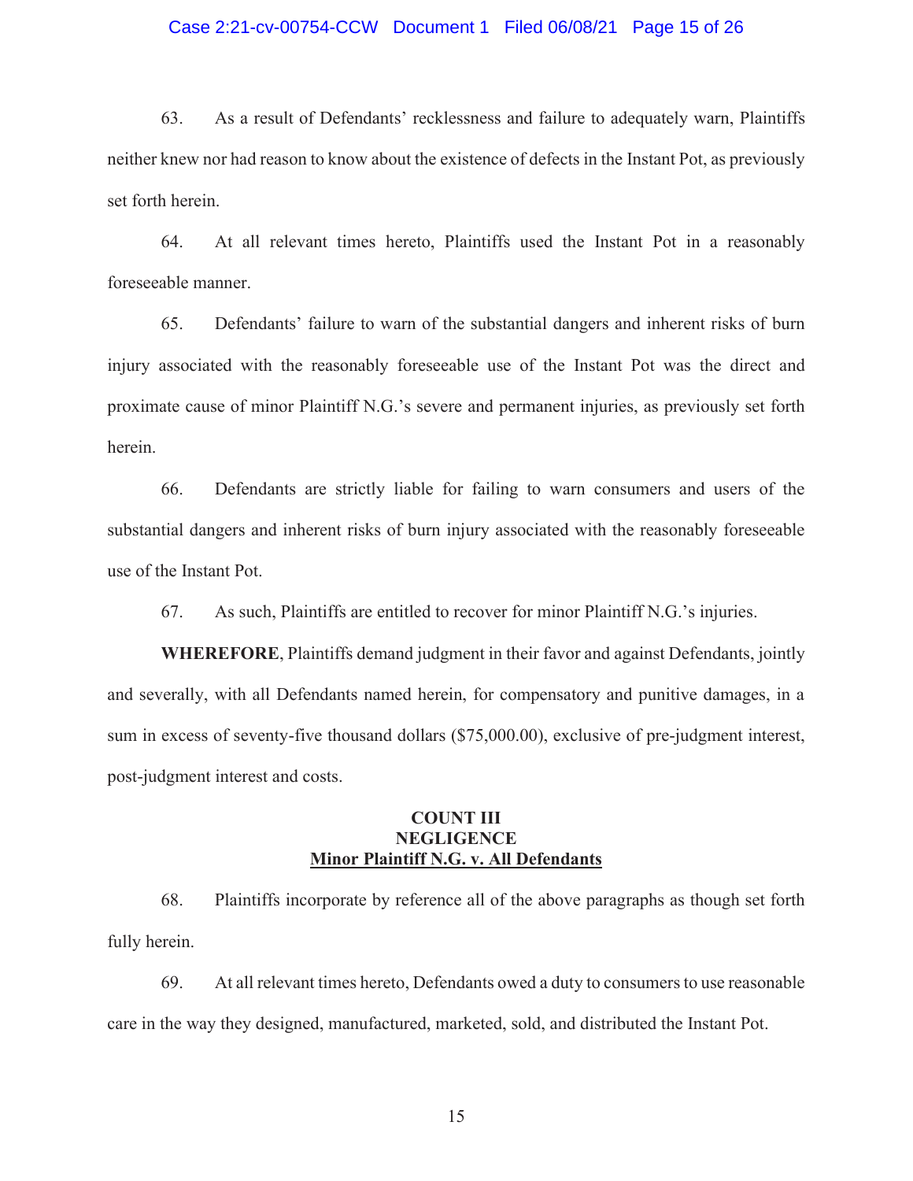63. As a result of Defendants' recklessness and failure to adequately warn, Plaintiffs neither knew nor had reason to know about the existence of defects in the Instant Pot, as previously set forth herein.

64. At all relevant times hereto, Plaintiffs used the Instant Pot in a reasonably foreseeable manner.

65. Defendants' failure to warn of the substantial dangers and inherent risks of burn injury associated with the reasonably foreseeable use of the Instant Pot was the direct and proximate cause of minor Plaintiff N.G.'s severe and permanent injuries, as previously set forth herein.

66. Defendants are strictly liable for failing to warn consumers and users of the substantial dangers and inherent risks of burn injury associated with the reasonably foreseeable use of the Instant Pot.

67. As such, Plaintiffs are entitled to recover for minor Plaintiff N.G.'s injuries.

**WHEREFORE**, Plaintiffs demand judgment in their favor and against Defendants, jointly and severally, with all Defendants named herein, for compensatory and punitive damages, in a sum in excess of seventy-five thousand dollars ($75,000.00), exclusive of pre-judgment interest, post-judgment interest and costs.

## COUNT III
## NEGLIGENCE
## Minor Plaintiff N.G. v. All Defendants

68. Plaintiffs incorporate by reference all of the above paragraphs as though set forth fully herein.

69. At all relevant times hereto, Defendants owed a duty to consumers to use reasonable care in the way they designed, manufactured, marketed, sold, and distributed the Instant Pot.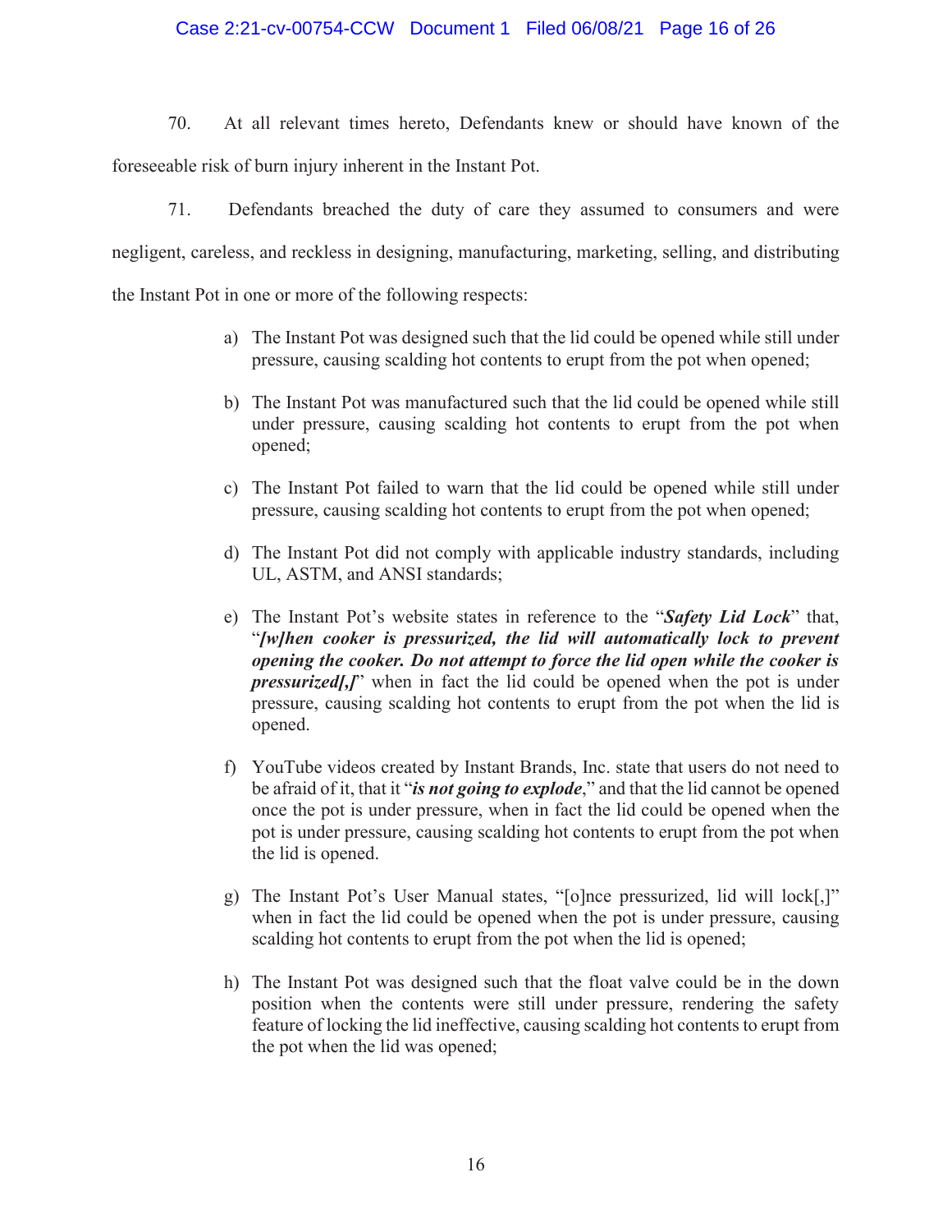70. At all relevant times hereto, Defendants knew or should have known of the foreseeable risk of burn injury inherent in the Instant Pot.

71. Defendants breached the duty of care they assumed to consumers and were negligent, careless, and reckless in designing, manufacturing, marketing, selling, and distributing the Instant Pot in one or more of the following respects:

a) The Instant Pot was designed such that the lid could be opened while still under pressure, causing scalding hot contents to erupt from the pot when opened;

b) The Instant Pot was manufactured such that the lid could be opened while still under pressure, causing scalding hot contents to erupt from the pot when opened;

c) The Instant Pot failed to warn that the lid could be opened while still under pressure, causing scalding hot contents to erupt from the pot when opened;

d) The Instant Pot did not comply with applicable industry standards, including UL, ASTM, and ANSI standards;

e) The Instant Pot's website states in reference to the "***Safety Lid Lock***" that, "***[w]hen cooker is pressurized, the lid will automatically lock to prevent opening the cooker. Do not attempt to force the lid open while the cooker is pressurized[,]***" when in fact the lid could be opened when the pot is under pressure, causing scalding hot contents to erupt from the pot when the lid is opened.

f) YouTube videos created by Instant Brands, Inc. state that users do not need to be afraid of it, that it "***is not going to explode***," and that the lid cannot be opened once the pot is under pressure, when in fact the lid could be opened when the pot is under pressure, causing scalding hot contents to erupt from the pot when the lid is opened.

g) The Instant Pot's User Manual states, "[o]nce pressurized, lid will lock[,]" when in fact the lid could be opened when the pot is under pressure, causing scalding hot contents to erupt from the pot when the lid is opened;

h) The Instant Pot was designed such that the float valve could be in the down position when the contents were still under pressure, rendering the safety feature of locking the lid ineffective, causing scalding hot contents to erupt from the pot when the lid was opened;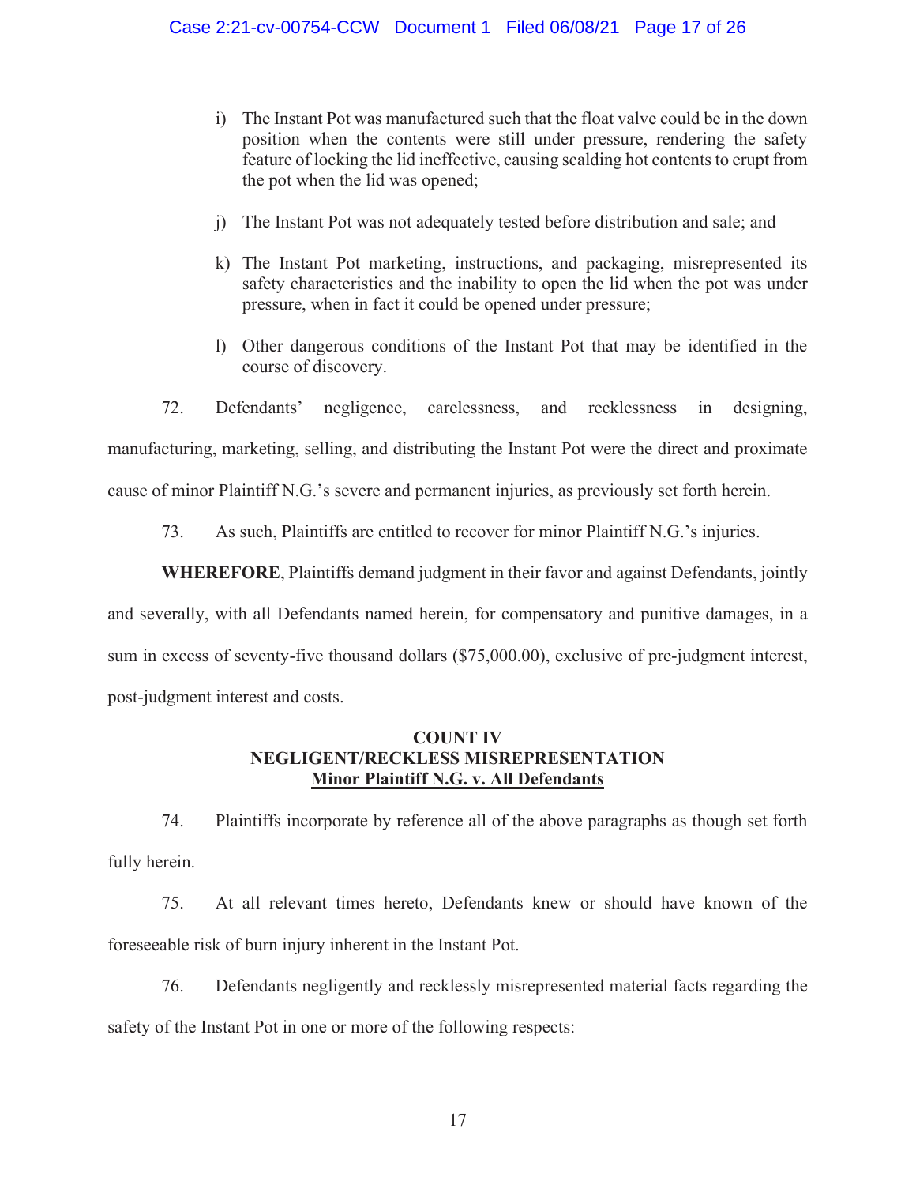i) The Instant Pot was manufactured such that the float valve could be in the down position when the contents were still under pressure, rendering the safety feature of locking the lid ineffective, causing scalding hot contents to erupt from the pot when the lid was opened;

j) The Instant Pot was not adequately tested before distribution and sale; and

k) The Instant Pot marketing, instructions, and packaging, misrepresented its safety characteristics and the inability to open the lid when the pot was under pressure, when in fact it could be opened under pressure;

l) Other dangerous conditions of the Instant Pot that may be identified in the course of discovery.

72. Defendants' negligence, carelessness, and recklessness in designing, manufacturing, marketing, selling, and distributing the Instant Pot were the direct and proximate cause of minor Plaintiff N.G.'s severe and permanent injuries, as previously set forth herein.

73. As such, Plaintiffs are entitled to recover for minor Plaintiff N.G.'s injuries.

**WHEREFORE**, Plaintiffs demand judgment in their favor and against Defendants, jointly and severally, with all Defendants named herein, for compensatory and punitive damages, in a sum in excess of seventy-five thousand dollars ($75,000.00), exclusive of pre-judgment interest, post-judgment interest and costs.

## COUNT IV
## NEGLIGENT/RECKLESS MISREPRESENTATION
## Minor Plaintiff N.G. v. All Defendants

74. Plaintiffs incorporate by reference all of the above paragraphs as though set forth fully herein.

75. At all relevant times hereto, Defendants knew or should have known of the foreseeable risk of burn injury inherent in the Instant Pot.

76. Defendants negligently and recklessly misrepresented material facts regarding the safety of the Instant Pot in one or more of the following respects: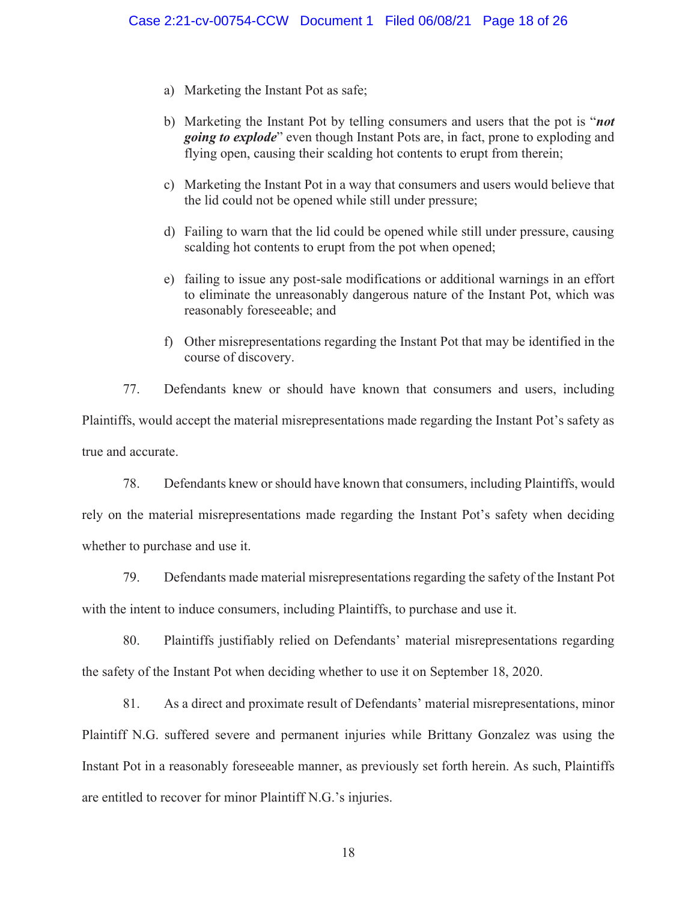a) Marketing the Instant Pot as safe;

b) Marketing the Instant Pot by telling consumers and users that the pot is "***not going to explode***" even though Instant Pots are, in fact, prone to exploding and flying open, causing their scalding hot contents to erupt from therein;

c) Marketing the Instant Pot in a way that consumers and users would believe that the lid could not be opened while still under pressure;

d) Failing to warn that the lid could be opened while still under pressure, causing scalding hot contents to erupt from the pot when opened;

e) failing to issue any post-sale modifications or additional warnings in an effort to eliminate the unreasonably dangerous nature of the Instant Pot, which was reasonably foreseeable; and

f) Other misrepresentations regarding the Instant Pot that may be identified in the course of discovery.

77. Defendants knew or should have known that consumers and users, including Plaintiffs, would accept the material misrepresentations made regarding the Instant Pot's safety as true and accurate.

78. Defendants knew or should have known that consumers, including Plaintiffs, would rely on the material misrepresentations made regarding the Instant Pot's safety when deciding whether to purchase and use it.

79. Defendants made material misrepresentations regarding the safety of the Instant Pot with the intent to induce consumers, including Plaintiffs, to purchase and use it.

80. Plaintiffs justifiably relied on Defendants' material misrepresentations regarding the safety of the Instant Pot when deciding whether to use it on September 18, 2020.

81. As a direct and proximate result of Defendants' material misrepresentations, minor Plaintiff N.G. suffered severe and permanent injuries while Brittany Gonzalez was using the Instant Pot in a reasonably foreseeable manner, as previously set forth herein. As such, Plaintiffs are entitled to recover for minor Plaintiff N.G.'s injuries.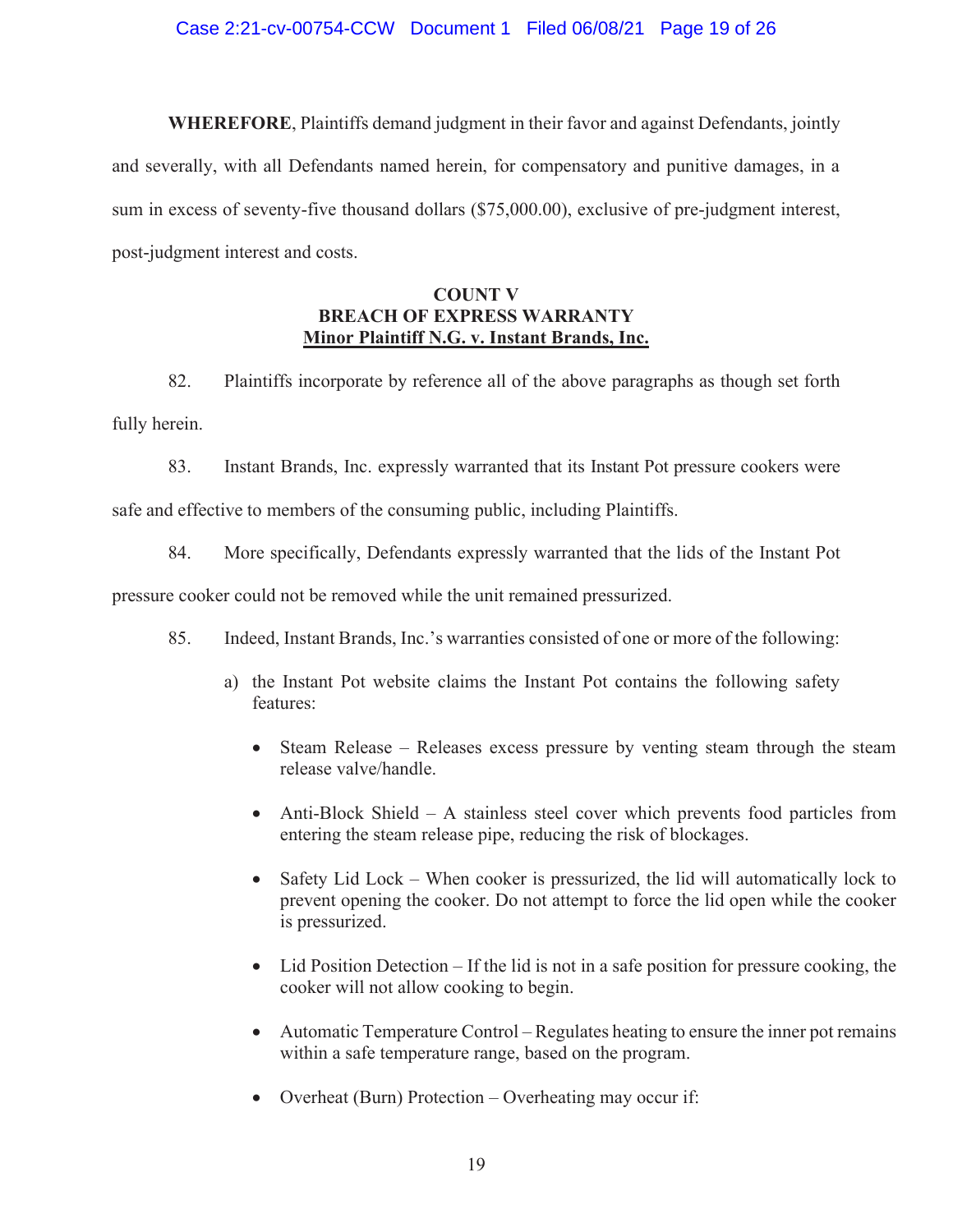**WHEREFORE**, Plaintiffs demand judgment in their favor and against Defendants, jointly and severally, with all Defendants named herein, for compensatory and punitive damages, in a sum in excess of seventy-five thousand dollars ($75,000.00), exclusive of pre-judgment interest, post-judgment interest and costs.

**COUNT V**
**BREACH OF EXPRESS WARRANTY**
**Minor Plaintiff N.G. v. Instant Brands, Inc.**

82. Plaintiffs incorporate by reference all of the above paragraphs as though set forth fully herein.

83. Instant Brands, Inc. expressly warranted that its Instant Pot pressure cookers were safe and effective to members of the consuming public, including Plaintiffs.

84. More specifically, Defendants expressly warranted that the lids of the Instant Pot pressure cooker could not be removed while the unit remained pressurized.

85. Indeed, Instant Brands, Inc.'s warranties consisted of one or more of the following:

a) the Instant Pot website claims the Instant Pot contains the following safety features:

- Steam Release – Releases excess pressure by venting steam through the steam release valve/handle.
- Anti-Block Shield – A stainless steel cover which prevents food particles from entering the steam release pipe, reducing the risk of blockages.
- Safety Lid Lock – When cooker is pressurized, the lid will automatically lock to prevent opening the cooker. Do not attempt to force the lid open while the cooker is pressurized.
- Lid Position Detection – If the lid is not in a safe position for pressure cooking, the cooker will not allow cooking to begin.
- Automatic Temperature Control – Regulates heating to ensure the inner pot remains within a safe temperature range, based on the program.
- Overheat (Burn) Protection – Overheating may occur if: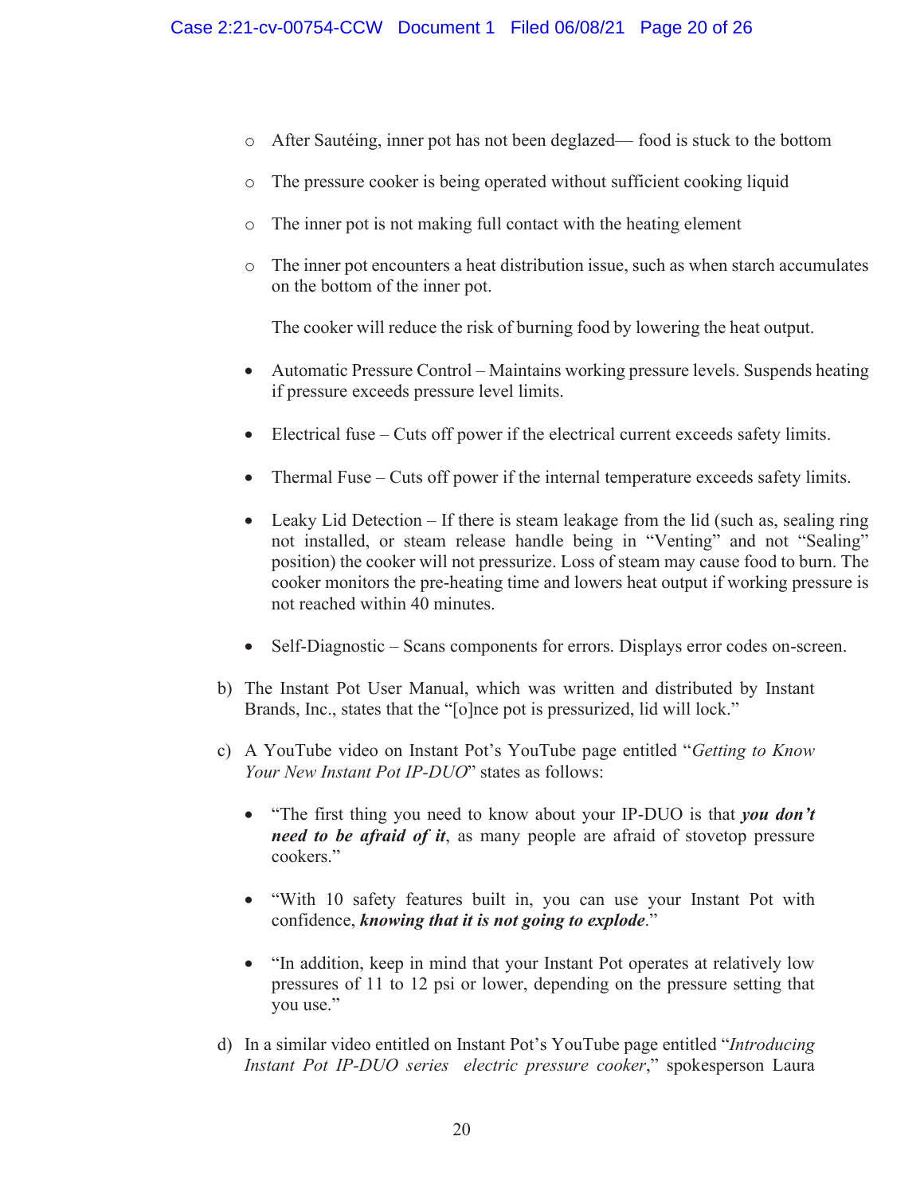- After Sautéing, inner pot has not been deglazed— food is stuck to the bottom
- The pressure cooker is being operated without sufficient cooking liquid
- The inner pot is not making full contact with the heating element
- The inner pot encounters a heat distribution issue, such as when starch accumulates on the bottom of the inner pot.

  The cooker will reduce the risk of burning food by lowering the heat output.

- Automatic Pressure Control – Maintains working pressure levels. Suspends heating if pressure exceeds pressure level limits.
- Electrical fuse – Cuts off power if the electrical current exceeds safety limits.
- Thermal Fuse – Cuts off power if the internal temperature exceeds safety limits.
- Leaky Lid Detection – If there is steam leakage from the lid (such as, sealing ring not installed, or steam release handle being in "Venting" and not "Sealing" position) the cooker will not pressurize. Loss of steam may cause food to burn. The cooker monitors the pre-heating time and lowers heat output if working pressure is not reached within 40 minutes.
- Self-Diagnostic – Scans components for errors. Displays error codes on-screen.

b) The Instant Pot User Manual, which was written and distributed by Instant Brands, Inc., states that the "[o]nce pot is pressurized, lid will lock."

c) A YouTube video on Instant Pot's YouTube page entitled "*Getting to Know Your New Instant Pot IP-DUO*" states as follows:

- "The first thing you need to know about your IP-DUO is that ***you don't need to be afraid of it***, as many people are afraid of stovetop pressure cookers."
- "With 10 safety features built in, you can use your Instant Pot with confidence, ***knowing that it is not going to explode***."
- "In addition, keep in mind that your Instant Pot operates at relatively low pressures of 11 to 12 psi or lower, depending on the pressure setting that you use."

d) In a similar video entitled on Instant Pot's YouTube page entitled "*Introducing Instant Pot IP-DUO series electric pressure cooker*," spokesperson Laura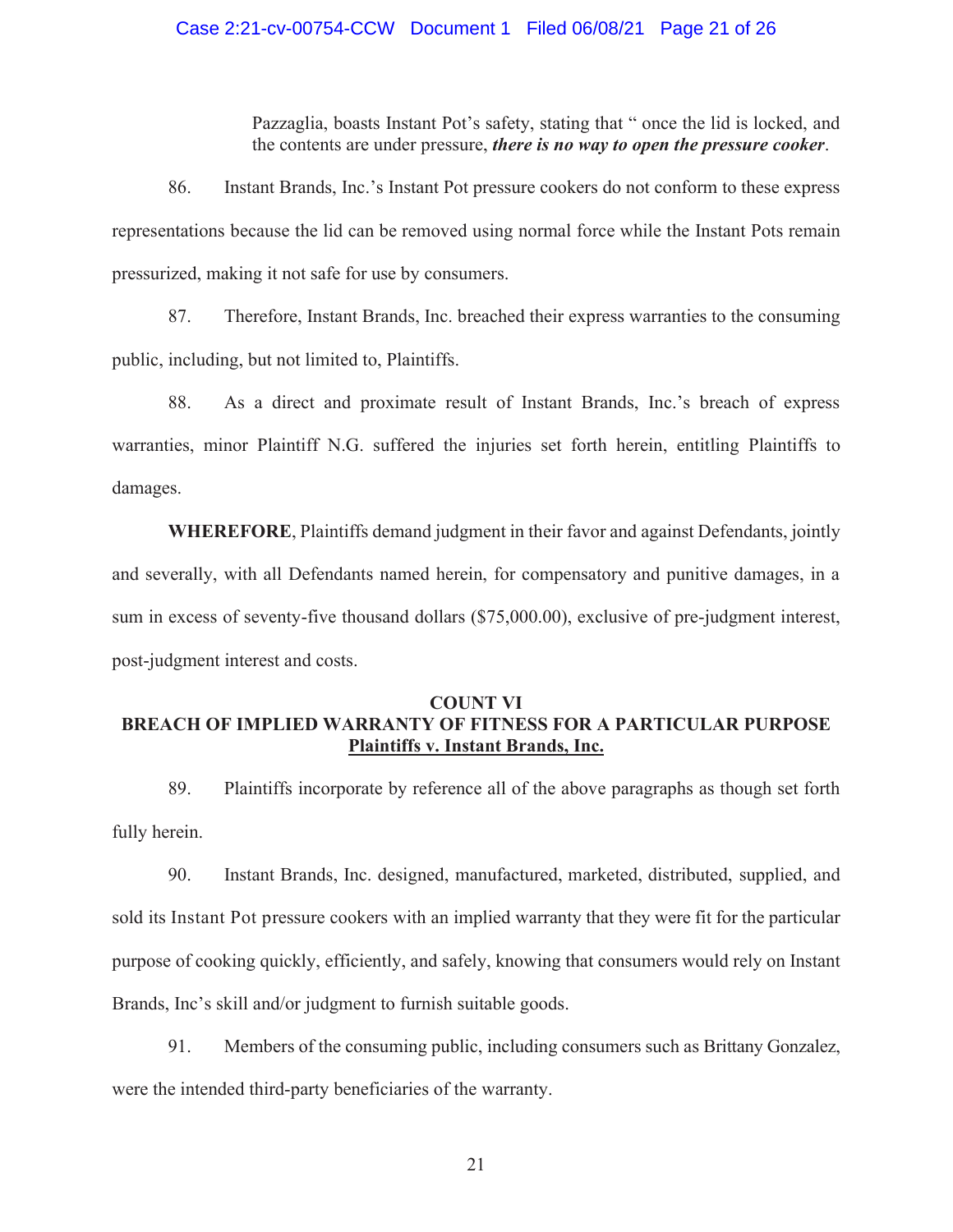> Pazzaglia, boasts Instant Pot's safety, stating that " once the lid is locked, and the contents are under pressure, ***there is no way to open the pressure cooker***.

86. Instant Brands, Inc.'s Instant Pot pressure cookers do not conform to these express representations because the lid can be removed using normal force while the Instant Pots remain pressurized, making it not safe for use by consumers.

87. Therefore, Instant Brands, Inc. breached their express warranties to the consuming public, including, but not limited to, Plaintiffs.

88. As a direct and proximate result of Instant Brands, Inc.'s breach of express warranties, minor Plaintiff N.G. suffered the injuries set forth herein, entitling Plaintiffs to damages.

**WHEREFORE**, Plaintiffs demand judgment in their favor and against Defendants, jointly and severally, with all Defendants named herein, for compensatory and punitive damages, in a sum in excess of seventy-five thousand dollars ($75,000.00), exclusive of pre-judgment interest, post-judgment interest and costs.

## COUNT VI
## BREACH OF IMPLIED WARRANTY OF FITNESS FOR A PARTICULAR PURPOSE
**Plaintiffs v. Instant Brands, Inc.**

89. Plaintiffs incorporate by reference all of the above paragraphs as though set forth fully herein.

90. Instant Brands, Inc. designed, manufactured, marketed, distributed, supplied, and sold its Instant Pot pressure cookers with an implied warranty that they were fit for the particular purpose of cooking quickly, efficiently, and safely, knowing that consumers would rely on Instant Brands, Inc's skill and/or judgment to furnish suitable goods.

91. Members of the consuming public, including consumers such as Brittany Gonzalez, were the intended third-party beneficiaries of the warranty.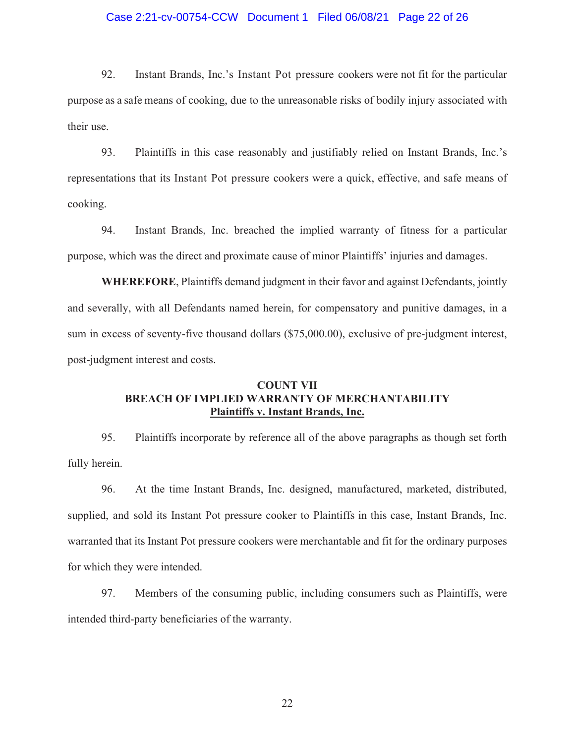92. Instant Brands, Inc.'s Instant Pot pressure cookers were not fit for the particular purpose as a safe means of cooking, due to the unreasonable risks of bodily injury associated with their use.

93. Plaintiffs in this case reasonably and justifiably relied on Instant Brands, Inc.'s representations that its Instant Pot pressure cookers were a quick, effective, and safe means of cooking.

94. Instant Brands, Inc. breached the implied warranty of fitness for a particular purpose, which was the direct and proximate cause of minor Plaintiffs' injuries and damages.

**WHEREFORE**, Plaintiffs demand judgment in their favor and against Defendants, jointly and severally, with all Defendants named herein, for compensatory and punitive damages, in a sum in excess of seventy-five thousand dollars ($75,000.00), exclusive of pre-judgment interest, post-judgment interest and costs.

**COUNT VII**
**BREACH OF IMPLIED WARRANTY OF MERCHANTABILITY**
**Plaintiffs v. Instant Brands, Inc.**

95. Plaintiffs incorporate by reference all of the above paragraphs as though set forth fully herein.

96. At the time Instant Brands, Inc. designed, manufactured, marketed, distributed, supplied, and sold its Instant Pot pressure cooker to Plaintiffs in this case, Instant Brands, Inc. warranted that its Instant Pot pressure cookers were merchantable and fit for the ordinary purposes for which they were intended.

97. Members of the consuming public, including consumers such as Plaintiffs, were intended third-party beneficiaries of the warranty.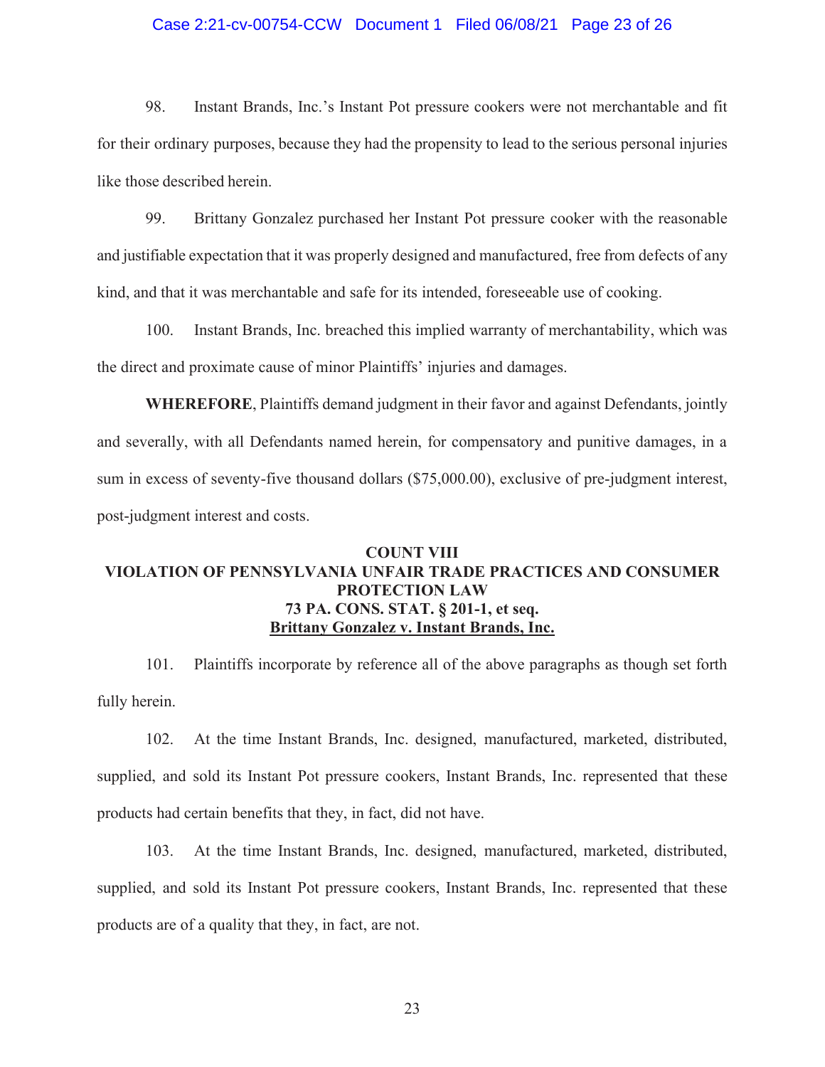98. Instant Brands, Inc.'s Instant Pot pressure cookers were not merchantable and fit for their ordinary purposes, because they had the propensity to lead to the serious personal injuries like those described herein.

99. Brittany Gonzalez purchased her Instant Pot pressure cooker with the reasonable and justifiable expectation that it was properly designed and manufactured, free from defects of any kind, and that it was merchantable and safe for its intended, foreseeable use of cooking.

100. Instant Brands, Inc. breached this implied warranty of merchantability, which was the direct and proximate cause of minor Plaintiffs' injuries and damages.

**WHEREFORE**, Plaintiffs demand judgment in their favor and against Defendants, jointly and severally, with all Defendants named herein, for compensatory and punitive damages, in a sum in excess of seventy-five thousand dollars ($75,000.00), exclusive of pre-judgment interest, post-judgment interest and costs.

**COUNT VIII**
**VIOLATION OF PENNSYLVANIA UNFAIR TRADE PRACTICES AND CONSUMER PROTECTION LAW**
**73 PA. CONS. STAT. § 201-1, et seq.**
**Brittany Gonzalez v. Instant Brands, Inc.**

101. Plaintiffs incorporate by reference all of the above paragraphs as though set forth fully herein.

102. At the time Instant Brands, Inc. designed, manufactured, marketed, distributed, supplied, and sold its Instant Pot pressure cookers, Instant Brands, Inc. represented that these products had certain benefits that they, in fact, did not have.

103. At the time Instant Brands, Inc. designed, manufactured, marketed, distributed, supplied, and sold its Instant Pot pressure cookers, Instant Brands, Inc. represented that these products are of a quality that they, in fact, are not.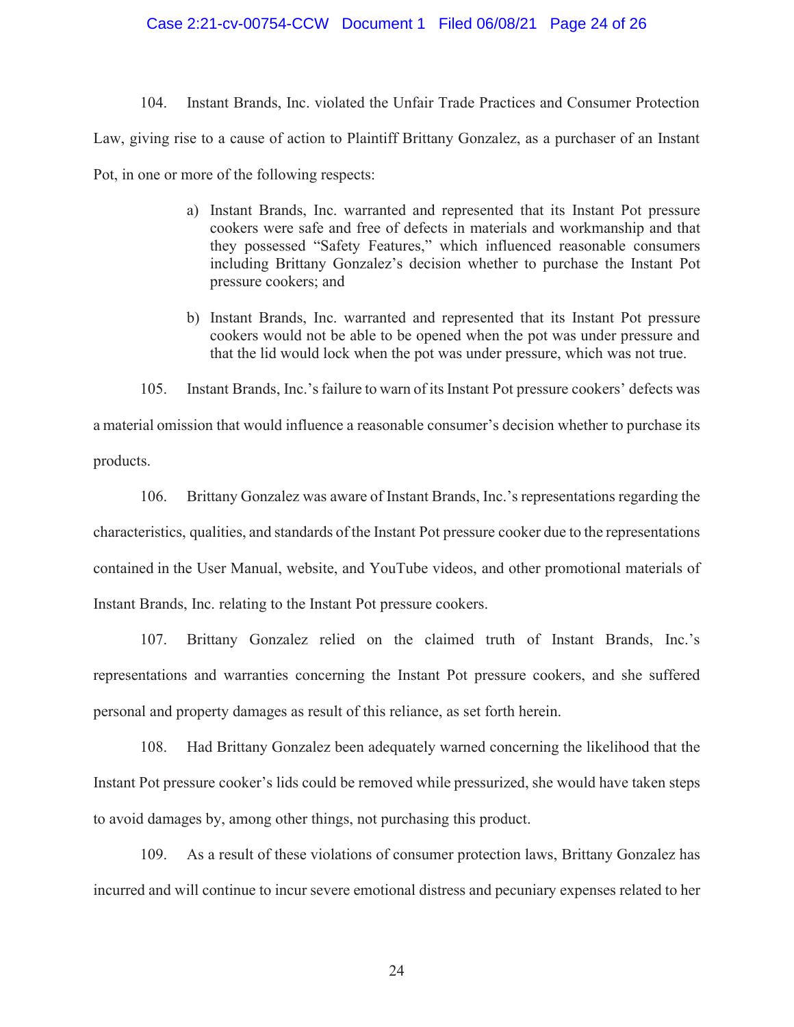104. Instant Brands, Inc. violated the Unfair Trade Practices and Consumer Protection Law, giving rise to a cause of action to Plaintiff Brittany Gonzalez, as a purchaser of an Instant Pot, in one or more of the following respects:

> a) Instant Brands, Inc. warranted and represented that its Instant Pot pressure cookers were safe and free of defects in materials and workmanship and that they possessed "Safety Features," which influenced reasonable consumers including Brittany Gonzalez's decision whether to purchase the Instant Pot pressure cookers; and
>
> b) Instant Brands, Inc. warranted and represented that its Instant Pot pressure cookers would not be able to be opened when the pot was under pressure and that the lid would lock when the pot was under pressure, which was not true.

105. Instant Brands, Inc.'s failure to warn of its Instant Pot pressure cookers' defects was a material omission that would influence a reasonable consumer's decision whether to purchase its products.

106. Brittany Gonzalez was aware of Instant Brands, Inc.'s representations regarding the characteristics, qualities, and standards of the Instant Pot pressure cooker due to the representations contained in the User Manual, website, and YouTube videos, and other promotional materials of Instant Brands, Inc. relating to the Instant Pot pressure cookers.

107. Brittany Gonzalez relied on the claimed truth of Instant Brands, Inc.'s representations and warranties concerning the Instant Pot pressure cookers, and she suffered personal and property damages as result of this reliance, as set forth herein.

108. Had Brittany Gonzalez been adequately warned concerning the likelihood that the Instant Pot pressure cooker's lids could be removed while pressurized, she would have taken steps to avoid damages by, among other things, not purchasing this product.

109. As a result of these violations of consumer protection laws, Brittany Gonzalez has incurred and will continue to incur severe emotional distress and pecuniary expenses related to her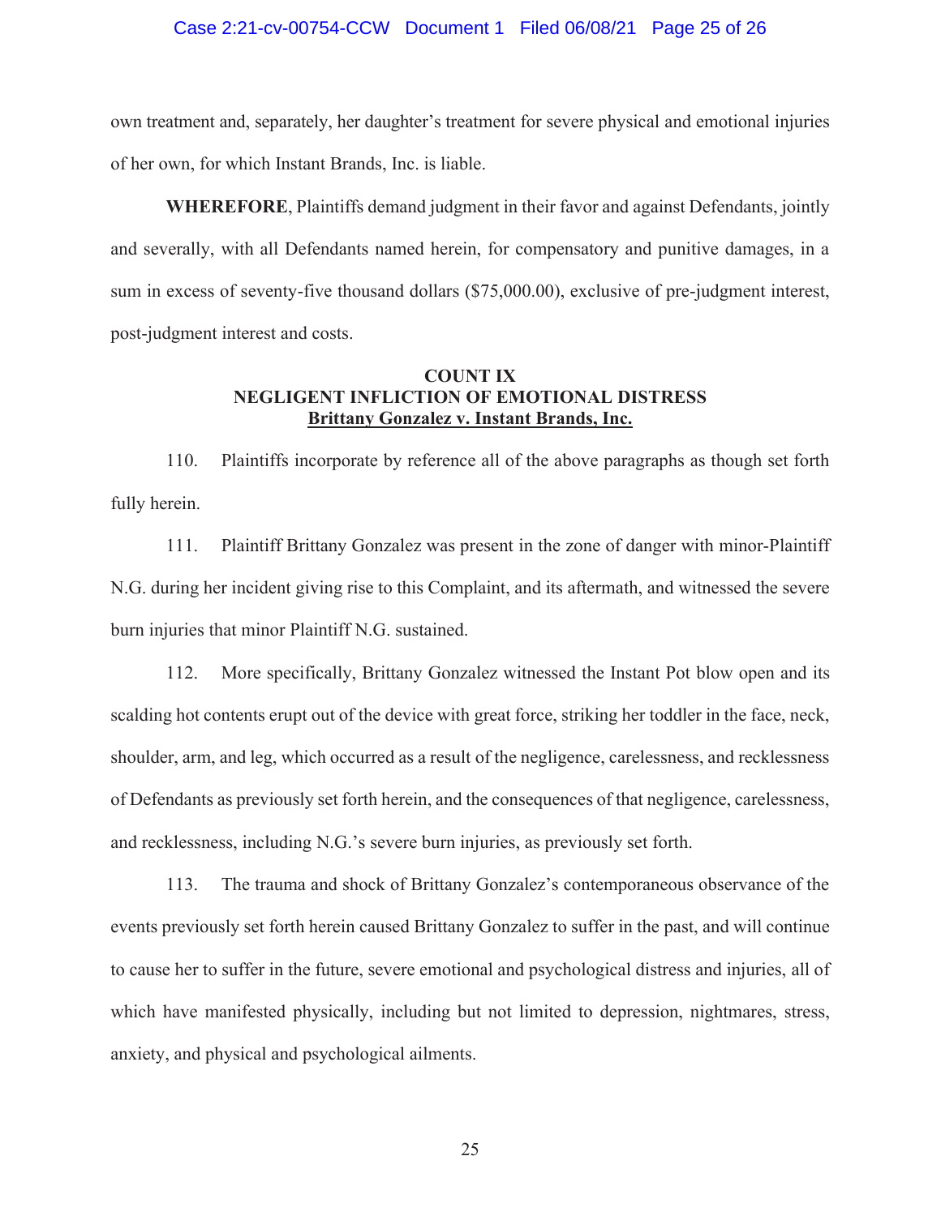own treatment and, separately, her daughter's treatment for severe physical and emotional injuries of her own, for which Instant Brands, Inc. is liable.

**WHEREFORE**, Plaintiffs demand judgment in their favor and against Defendants, jointly and severally, with all Defendants named herein, for compensatory and punitive damages, in a sum in excess of seventy-five thousand dollars ($75,000.00), exclusive of pre-judgment interest, post-judgment interest and costs.

## COUNT IX
## NEGLIGENT INFLICTION OF EMOTIONAL DISTRESS
## Brittany Gonzalez v. Instant Brands, Inc.

110. Plaintiffs incorporate by reference all of the above paragraphs as though set forth fully herein.

111. Plaintiff Brittany Gonzalez was present in the zone of danger with minor-Plaintiff N.G. during her incident giving rise to this Complaint, and its aftermath, and witnessed the severe burn injuries that minor Plaintiff N.G. sustained.

112. More specifically, Brittany Gonzalez witnessed the Instant Pot blow open and its scalding hot contents erupt out of the device with great force, striking her toddler in the face, neck, shoulder, arm, and leg, which occurred as a result of the negligence, carelessness, and recklessness of Defendants as previously set forth herein, and the consequences of that negligence, carelessness, and recklessness, including N.G.'s severe burn injuries, as previously set forth.

113. The trauma and shock of Brittany Gonzalez's contemporaneous observance of the events previously set forth herein caused Brittany Gonzalez to suffer in the past, and will continue to cause her to suffer in the future, severe emotional and psychological distress and injuries, all of which have manifested physically, including but not limited to depression, nightmares, stress, anxiety, and physical and psychological ailments.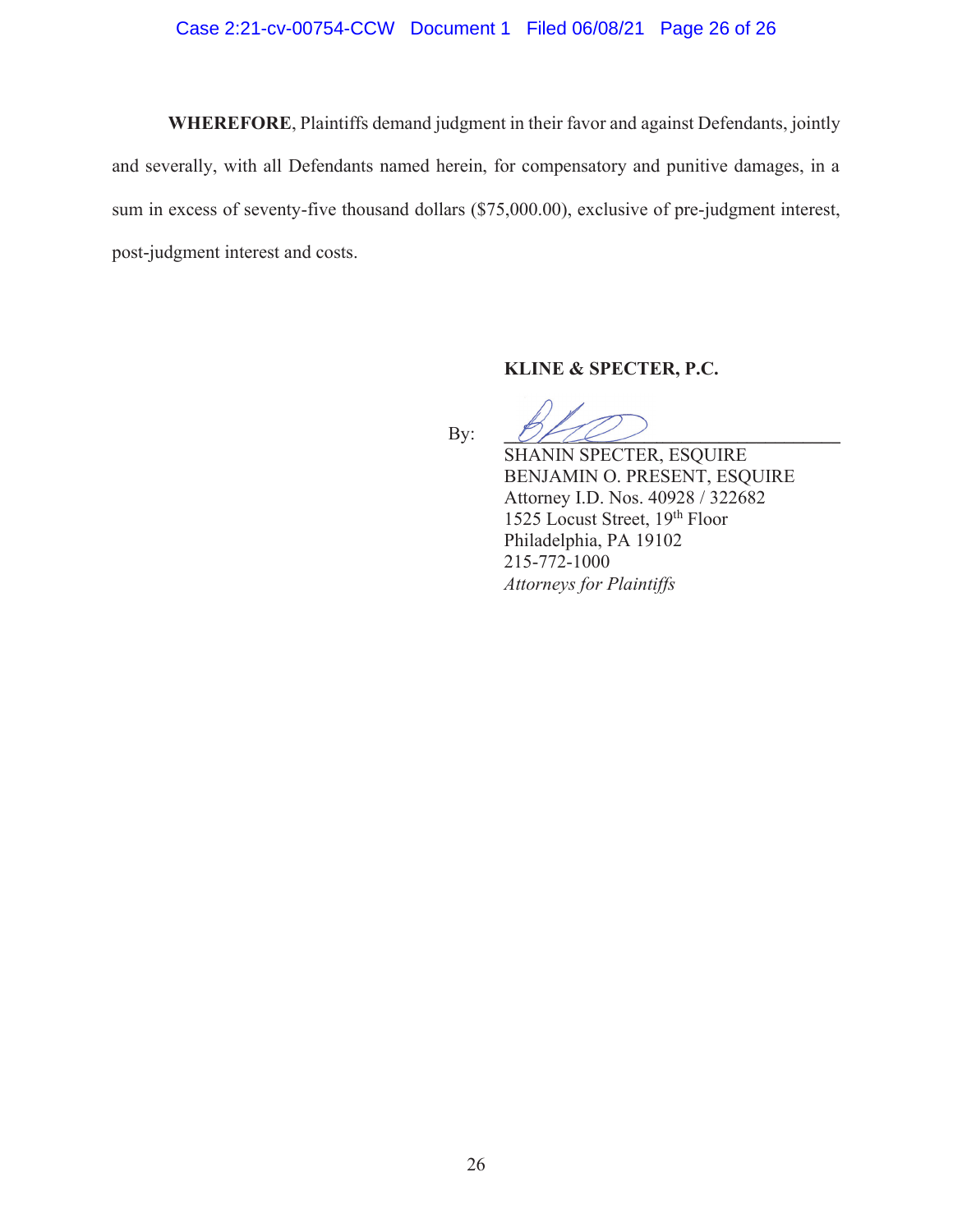**WHEREFORE**, Plaintiffs demand judgment in their favor and against Defendants, jointly and severally, with all Defendants named herein, for compensatory and punitive damages, in a sum in excess of seventy-five thousand dollars ($75,000.00), exclusive of pre-judgment interest, post-judgment interest and costs.

**KLINE & SPECTER, P.C.**

By: ______________________________

SHANIN SPECTER, ESQUIRE
BENJAMIN O. PRESENT, ESQUIRE
Attorney I.D. Nos. 40928 / 322682
1525 Locust Street, 19th Floor
Philadelphia, PA 19102
215-772-1000
*Attorneys for Plaintiffs*